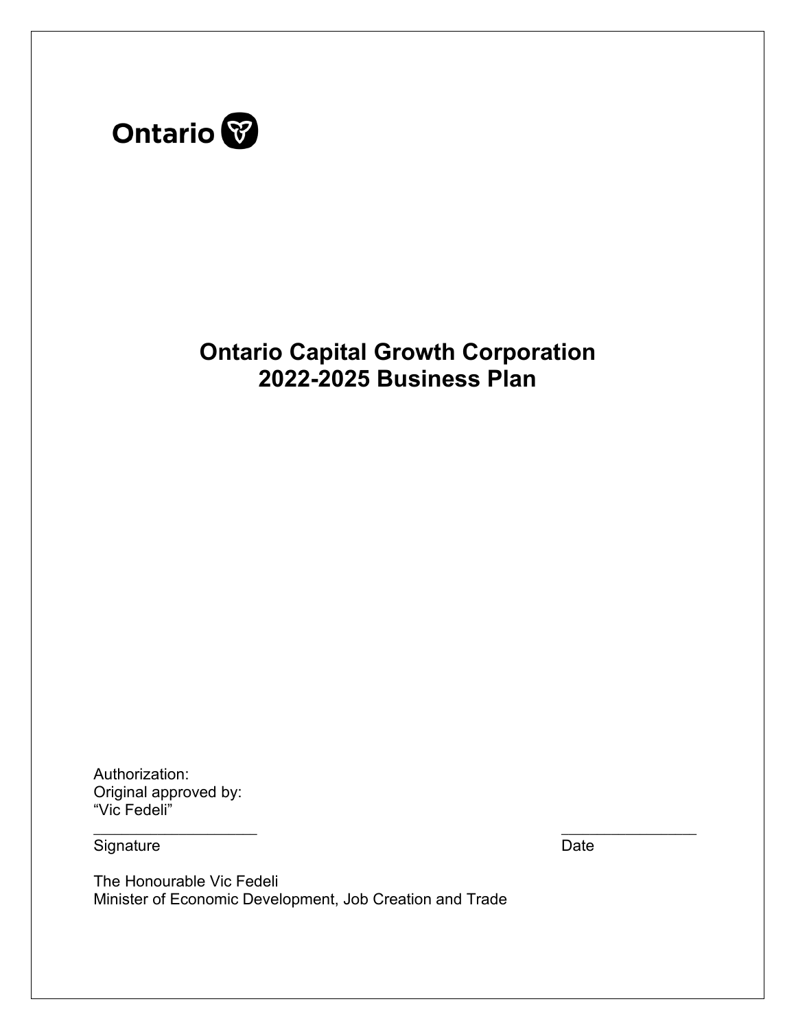Ontario

# Ontario Capital Growth Corporation 2022-2025 Business Plan

Authorization:
Original approved by:
"Vic Fedeli"

___________________ ________________
Signature Date

The Honourable Vic Fedeli
Minister of Economic Development, Job Creation and Trade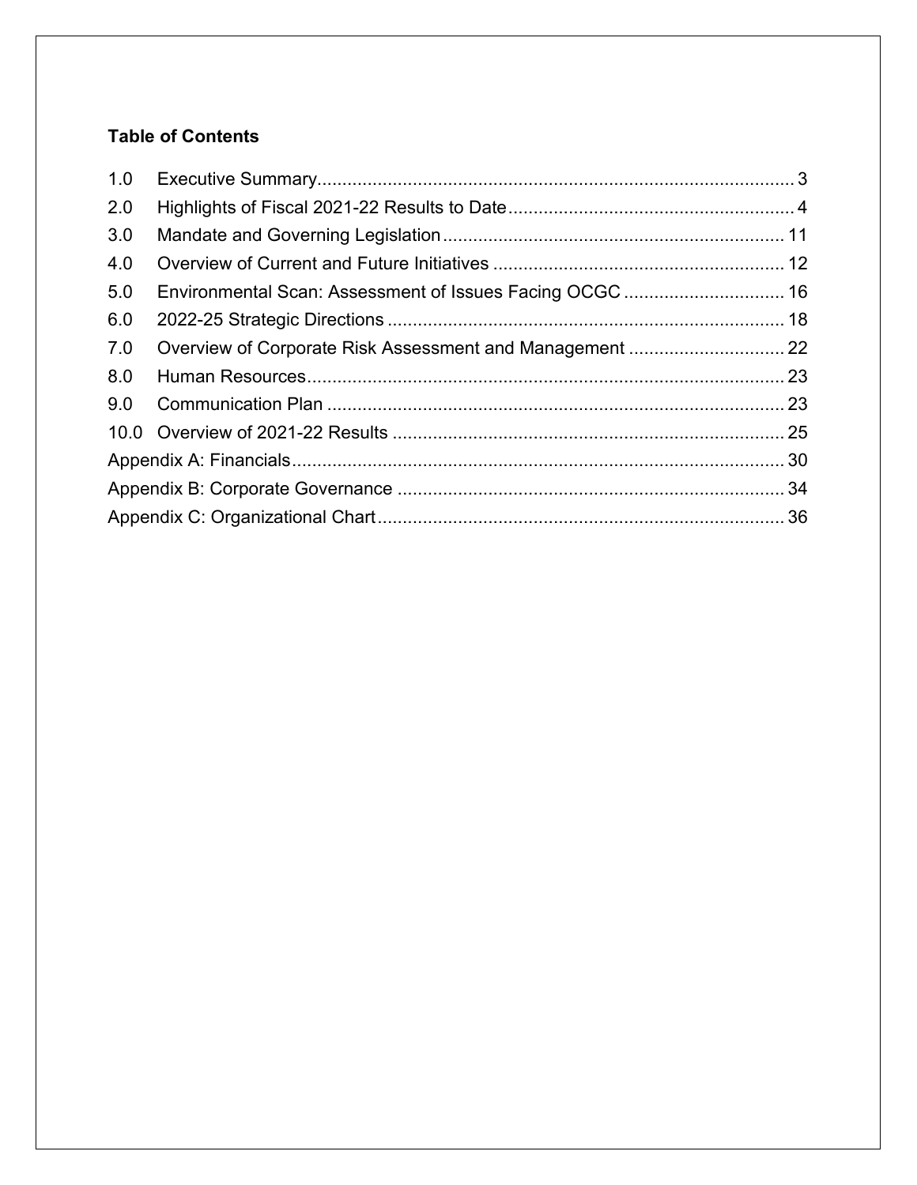**Table of Contents**

| | | |
|---|---|---|
| 1.0 | Executive Summary | 3 |
| 2.0 | Highlights of Fiscal 2021-22 Results to Date | 4 |
| 3.0 | Mandate and Governing Legislation | 11 |
| 4.0 | Overview of Current and Future Initiatives | 12 |
| 5.0 | Environmental Scan: Assessment of Issues Facing OCGC | 16 |
| 6.0 | 2022-25 Strategic Directions | 18 |
| 7.0 | Overview of Corporate Risk Assessment and Management | 22 |
| 8.0 | Human Resources | 23 |
| 9.0 | Communication Plan | 23 |
| 10.0 | Overview of 2021-22 Results | 25 |
| Appendix A: Financials | | 30 |
| Appendix B: Corporate Governance | | 34 |
| Appendix C: Organizational Chart | | 36 |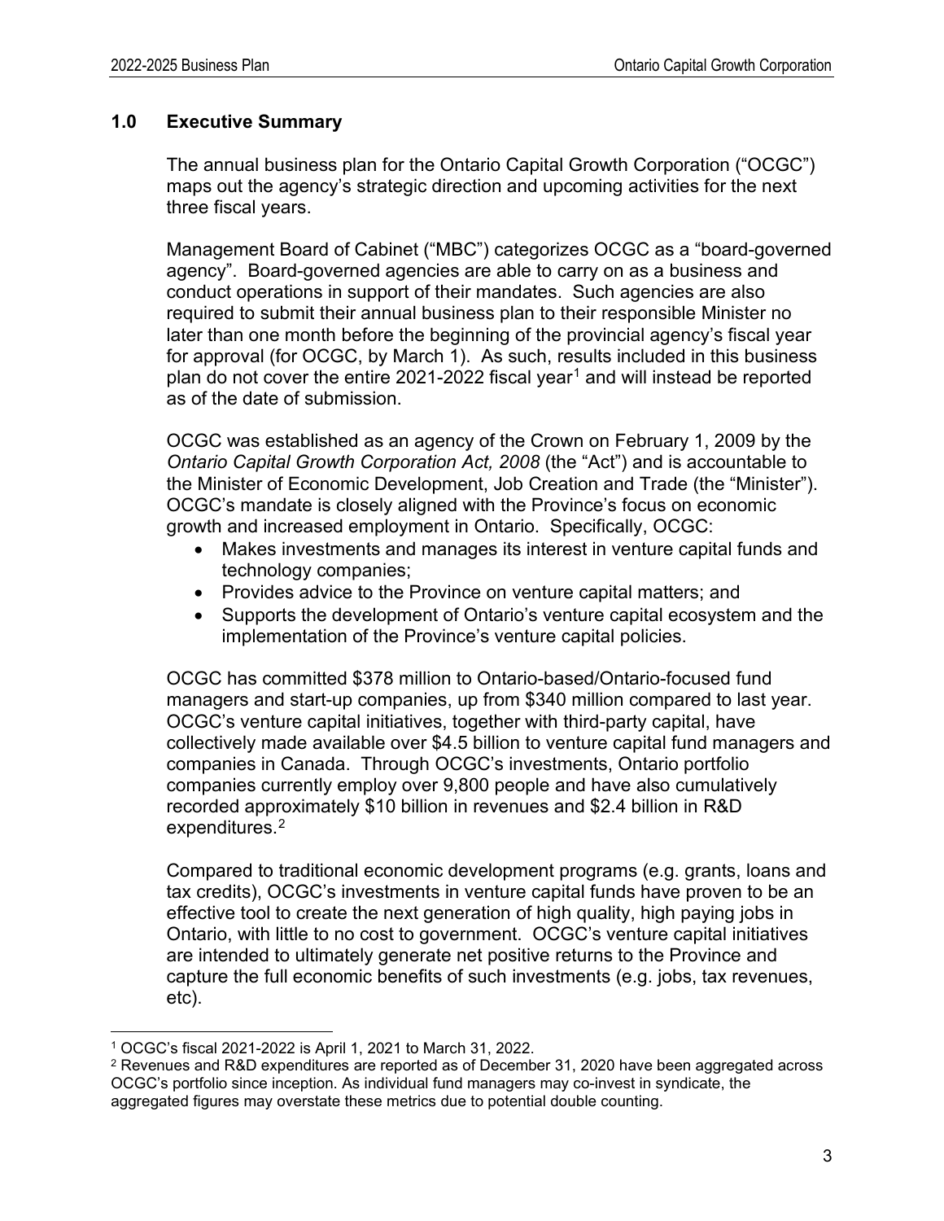## 1.0 Executive Summary

The annual business plan for the Ontario Capital Growth Corporation ("OCGC") maps out the agency's strategic direction and upcoming activities for the next three fiscal years.

Management Board of Cabinet ("MBC") categorizes OCGC as a "board-governed agency". Board-governed agencies are able to carry on as a business and conduct operations in support of their mandates. Such agencies are also required to submit their annual business plan to their responsible Minister no later than one month before the beginning of the provincial agency's fiscal year for approval (for OCGC, by March 1). As such, results included in this business plan do not cover the entire 2021-2022 fiscal year[1] and will instead be reported as of the date of submission.

OCGC was established as an agency of the Crown on February 1, 2009 by the *Ontario Capital Growth Corporation Act, 2008* (the "Act") and is accountable to the Minister of Economic Development, Job Creation and Trade (the "Minister"). OCGC's mandate is closely aligned with the Province's focus on economic growth and increased employment in Ontario. Specifically, OCGC:

- Makes investments and manages its interest in venture capital funds and technology companies;
- Provides advice to the Province on venture capital matters; and
- Supports the development of Ontario's venture capital ecosystem and the implementation of the Province's venture capital policies.

OCGC has committed $378 million to Ontario-based/Ontario-focused fund managers and start-up companies, up from $340 million compared to last year. OCGC's venture capital initiatives, together with third-party capital, have collectively made available over $4.5 billion to venture capital fund managers and companies in Canada. Through OCGC's investments, Ontario portfolio companies currently employ over 9,800 people and have also cumulatively recorded approximately $10 billion in revenues and $2.4 billion in R&D expenditures.[2]

Compared to traditional economic development programs (e.g. grants, loans and tax credits), OCGC's investments in venture capital funds have proven to be an effective tool to create the next generation of high quality, high paying jobs in Ontario, with little to no cost to government. OCGC's venture capital initiatives are intended to ultimately generate net positive returns to the Province and capture the full economic benefits of such investments (e.g. jobs, tax revenues, etc).

---

[1] OCGC's fiscal 2021-2022 is April 1, 2021 to March 31, 2022.

[2] Revenues and R&D expenditures are reported as of December 31, 2020 have been aggregated across OCGC's portfolio since inception. As individual fund managers may co-invest in syndicate, the aggregated figures may overstate these metrics due to potential double counting.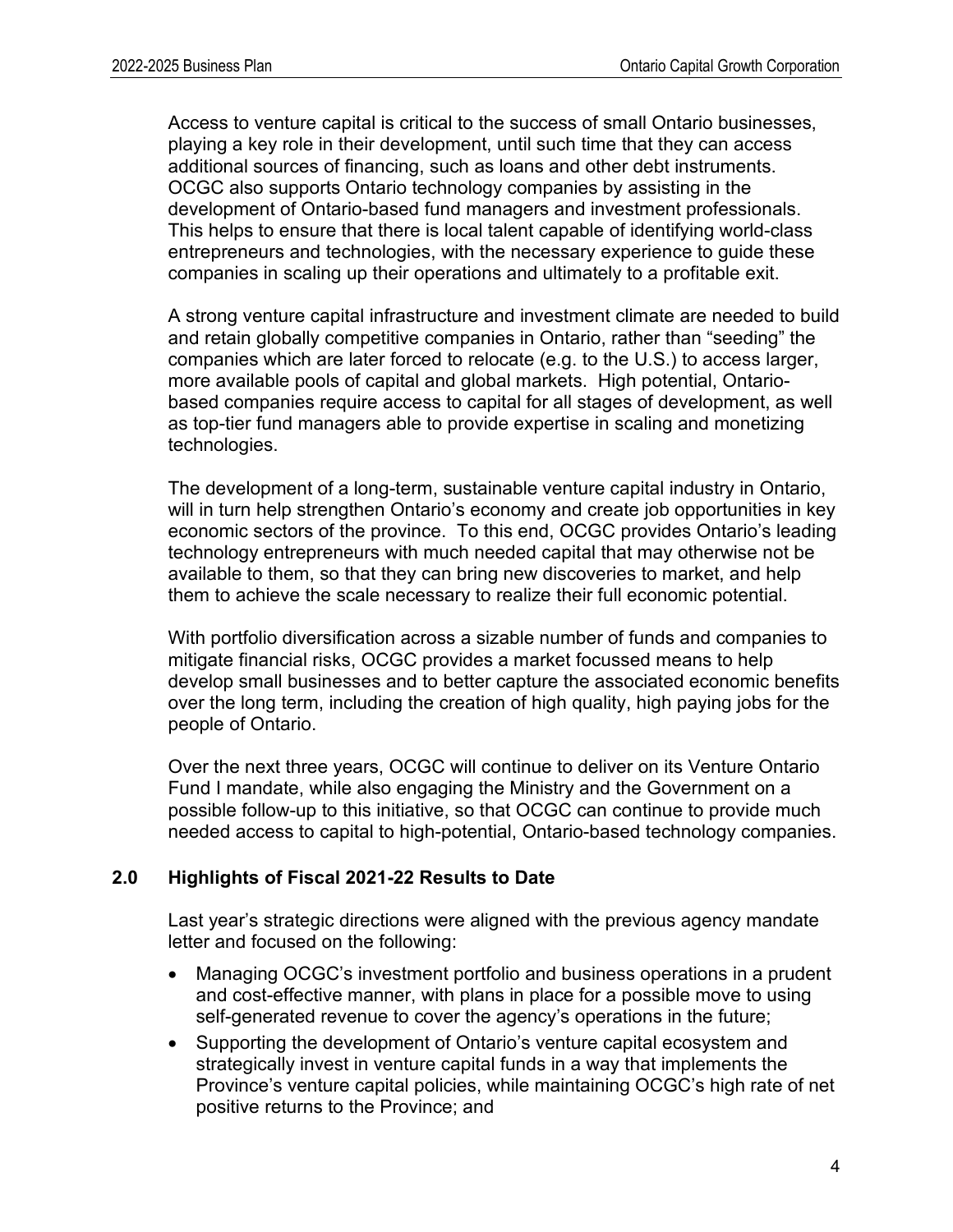Access to venture capital is critical to the success of small Ontario businesses, playing a key role in their development, until such time that they can access additional sources of financing, such as loans and other debt instruments. OCGC also supports Ontario technology companies by assisting in the development of Ontario-based fund managers and investment professionals. This helps to ensure that there is local talent capable of identifying world-class entrepreneurs and technologies, with the necessary experience to guide these companies in scaling up their operations and ultimately to a profitable exit.

A strong venture capital infrastructure and investment climate are needed to build and retain globally competitive companies in Ontario, rather than "seeding" the companies which are later forced to relocate (e.g. to the U.S.) to access larger, more available pools of capital and global markets. High potential, Ontario-based companies require access to capital for all stages of development, as well as top-tier fund managers able to provide expertise in scaling and monetizing technologies.

The development of a long-term, sustainable venture capital industry in Ontario, will in turn help strengthen Ontario's economy and create job opportunities in key economic sectors of the province. To this end, OCGC provides Ontario's leading technology entrepreneurs with much needed capital that may otherwise not be available to them, so that they can bring new discoveries to market, and help them to achieve the scale necessary to realize their full economic potential.

With portfolio diversification across a sizable number of funds and companies to mitigate financial risks, OCGC provides a market focussed means to help develop small businesses and to better capture the associated economic benefits over the long term, including the creation of high quality, high paying jobs for the people of Ontario.

Over the next three years, OCGC will continue to deliver on its Venture Ontario Fund I mandate, while also engaging the Ministry and the Government on a possible follow-up to this initiative, so that OCGC can continue to provide much needed access to capital to high-potential, Ontario-based technology companies.

## 2.0 Highlights of Fiscal 2021-22 Results to Date

Last year's strategic directions were aligned with the previous agency mandate letter and focused on the following:

- Managing OCGC's investment portfolio and business operations in a prudent and cost-effective manner, with plans in place for a possible move to using self-generated revenue to cover the agency's operations in the future;
- Supporting the development of Ontario's venture capital ecosystem and strategically invest in venture capital funds in a way that implements the Province's venture capital policies, while maintaining OCGC's high rate of net positive returns to the Province; and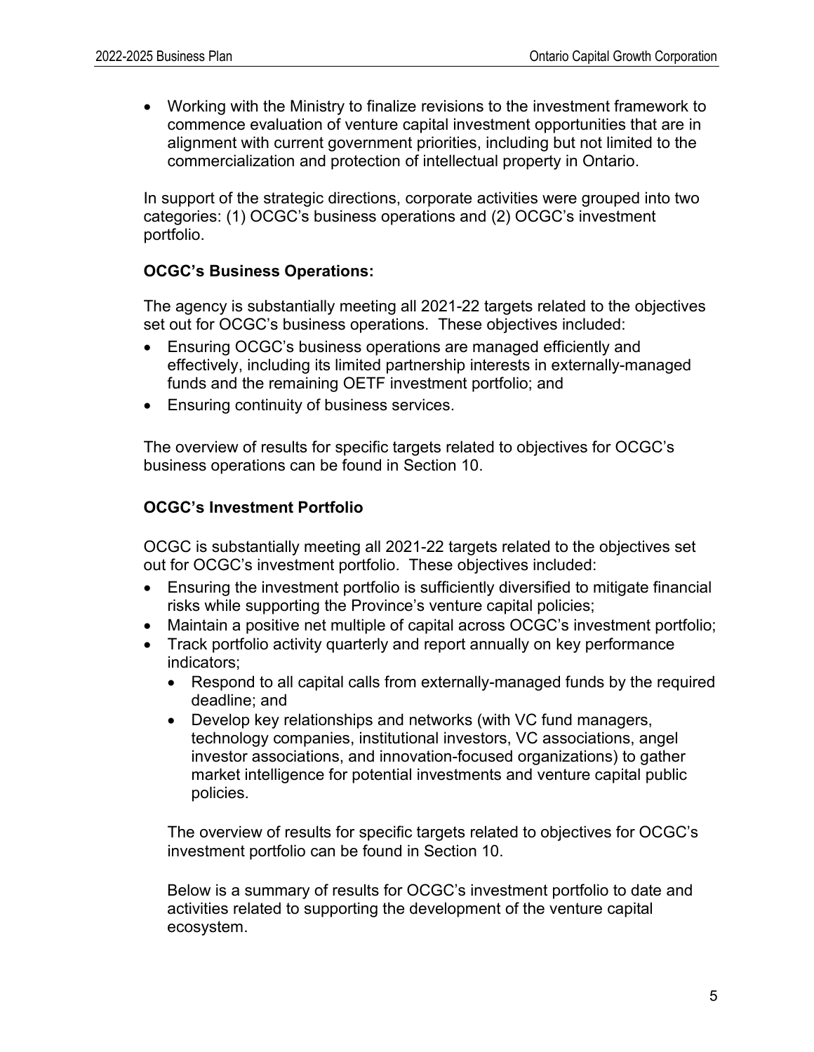- Working with the Ministry to finalize revisions to the investment framework to commence evaluation of venture capital investment opportunities that are in alignment with current government priorities, including but not limited to the commercialization and protection of intellectual property in Ontario.

In support of the strategic directions, corporate activities were grouped into two categories: (1) OCGC's business operations and (2) OCGC's investment portfolio.

**OCGC's Business Operations:**

The agency is substantially meeting all 2021-22 targets related to the objectives set out for OCGC's business operations. These objectives included:

- Ensuring OCGC's business operations are managed efficiently and effectively, including its limited partnership interests in externally-managed funds and the remaining OETF investment portfolio; and
- Ensuring continuity of business services.

The overview of results for specific targets related to objectives for OCGC's business operations can be found in Section 10.

**OCGC's Investment Portfolio**

OCGC is substantially meeting all 2021-22 targets related to the objectives set out for OCGC's investment portfolio. These objectives included:

- Ensuring the investment portfolio is sufficiently diversified to mitigate financial risks while supporting the Province's venture capital policies;
- Maintain a positive net multiple of capital across OCGC's investment portfolio;
- Track portfolio activity quarterly and report annually on key performance indicators;
  - Respond to all capital calls from externally-managed funds by the required deadline; and
  - Develop key relationships and networks (with VC fund managers, technology companies, institutional investors, VC associations, angel investor associations, and innovation-focused organizations) to gather market intelligence for potential investments and venture capital public policies.

The overview of results for specific targets related to objectives for OCGC's investment portfolio can be found in Section 10.

Below is a summary of results for OCGC's investment portfolio to date and activities related to supporting the development of the venture capital ecosystem.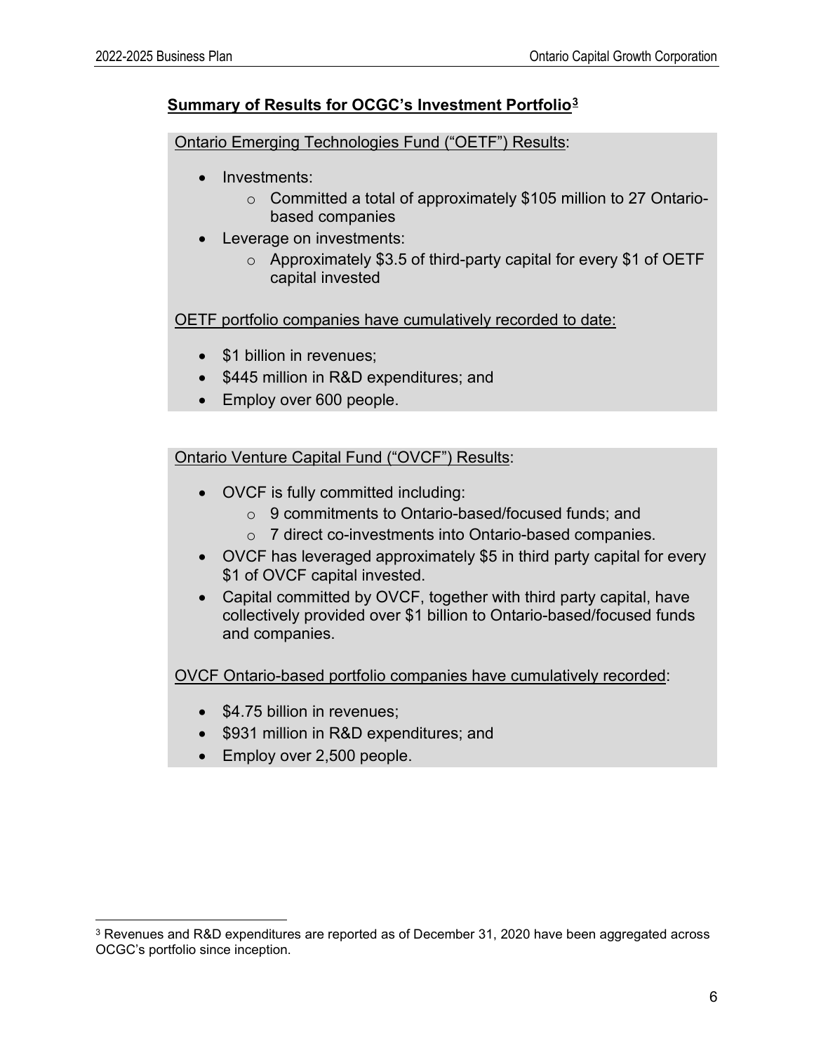## Summary of Results for OCGC's Investment Portfolio[3]

Ontario Emerging Technologies Fund ("OETF") Results:

- Investments:
    - Committed a total of approximately $105 million to 27 Ontario-based companies
- Leverage on investments:
    - Approximately $3.5 of third-party capital for every $1 of OETF capital invested

OETF portfolio companies have cumulatively recorded to date:

- $1 billion in revenues;
- $445 million in R&D expenditures; and
- Employ over 600 people.

Ontario Venture Capital Fund ("OVCF") Results:

- OVCF is fully committed including:
    - 9 commitments to Ontario-based/focused funds; and
    - 7 direct co-investments into Ontario-based companies.
- OVCF has leveraged approximately $5 in third party capital for every $1 of OVCF capital invested.
- Capital committed by OVCF, together with third party capital, have collectively provided over $1 billion to Ontario-based/focused funds and companies.

OVCF Ontario-based portfolio companies have cumulatively recorded:

- $4.75 billion in revenues;
- $931 million in R&D expenditures; and
- Employ over 2,500 people.

[3] Revenues and R&D expenditures are reported as of December 31, 2020 have been aggregated across OCGC's portfolio since inception.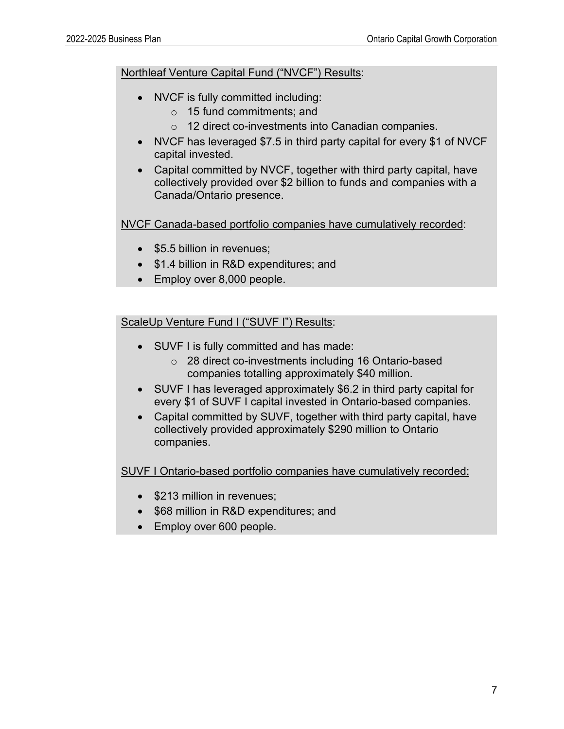<u>Northleaf Venture Capital Fund ("NVCF") Results</u>:

- NVCF is fully committed including:
  - 15 fund commitments; and
  - 12 direct co-investments into Canadian companies.
- NVCF has leveraged $7.5 in third party capital for every $1 of NVCF capital invested.
- Capital committed by NVCF, together with third party capital, have collectively provided over $2 billion to funds and companies with a Canada/Ontario presence.

<u>NVCF Canada-based portfolio companies have cumulatively recorded</u>:

- $5.5 billion in revenues;
- $1.4 billion in R&D expenditures; and
- Employ over 8,000 people.

<u>ScaleUp Venture Fund I ("SUVF I") Results</u>:

- SUVF I is fully committed and has made:
  - 28 direct co-investments including 16 Ontario-based companies totalling approximately $40 million.
- SUVF I has leveraged approximately $6.2 in third party capital for every $1 of SUVF I capital invested in Ontario-based companies.
- Capital committed by SUVF, together with third party capital, have collectively provided approximately $290 million to Ontario companies.

<u>SUVF I Ontario-based portfolio companies have cumulatively recorded:</u>

- $213 million in revenues;
- $68 million in R&D expenditures; and
- Employ over 600 people.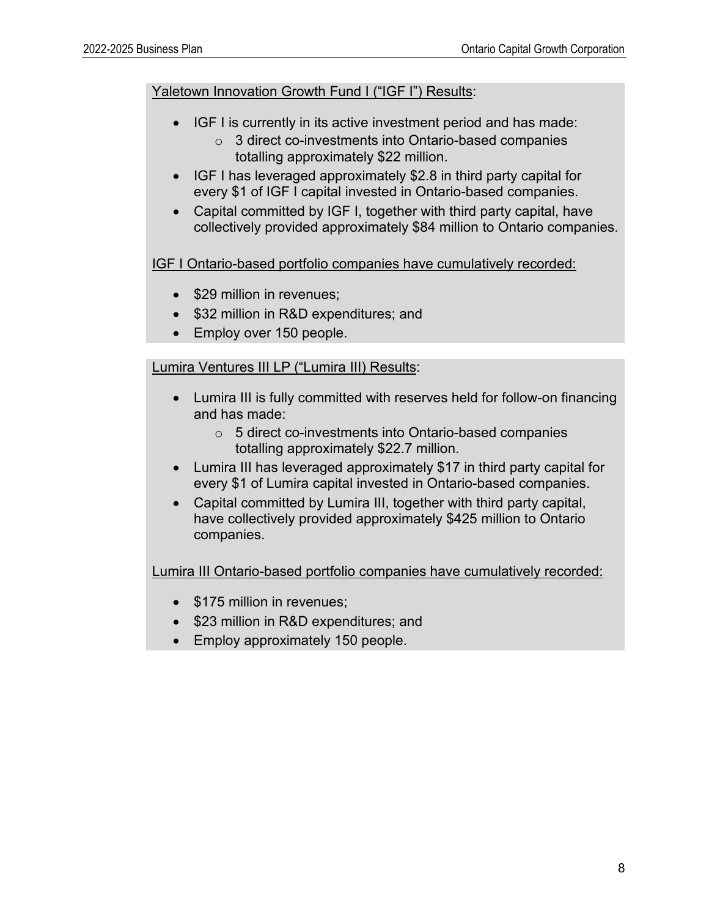<u>Yaletown Innovation Growth Fund I (“IGF I”) Results</u>:

- IGF I is currently in its active investment period and has made:
  - 3 direct co-investments into Ontario-based companies totalling approximately $22 million.
- IGF I has leveraged approximately $2.8 in third party capital for every $1 of IGF I capital invested in Ontario-based companies.
- Capital committed by IGF I, together with third party capital, have collectively provided approximately $84 million to Ontario companies.

<u>IGF I Ontario-based portfolio companies have cumulatively recorded:</u>

- $29 million in revenues;
- $32 million in R&D expenditures; and
- Employ over 150 people.

<u>Lumira Ventures III LP (“Lumira III) Results</u>:

- Lumira III is fully committed with reserves held for follow-on financing and has made:
  - 5 direct co-investments into Ontario-based companies totalling approximately $22.7 million.
- Lumira III has leveraged approximately $17 in third party capital for every $1 of Lumira capital invested in Ontario-based companies.
- Capital committed by Lumira III, together with third party capital, have collectively provided approximately $425 million to Ontario companies.

<u>Lumira III Ontario-based portfolio companies have cumulatively recorded:</u>

- $175 million in revenues;
- $23 million in R&D expenditures; and
- Employ approximately 150 people.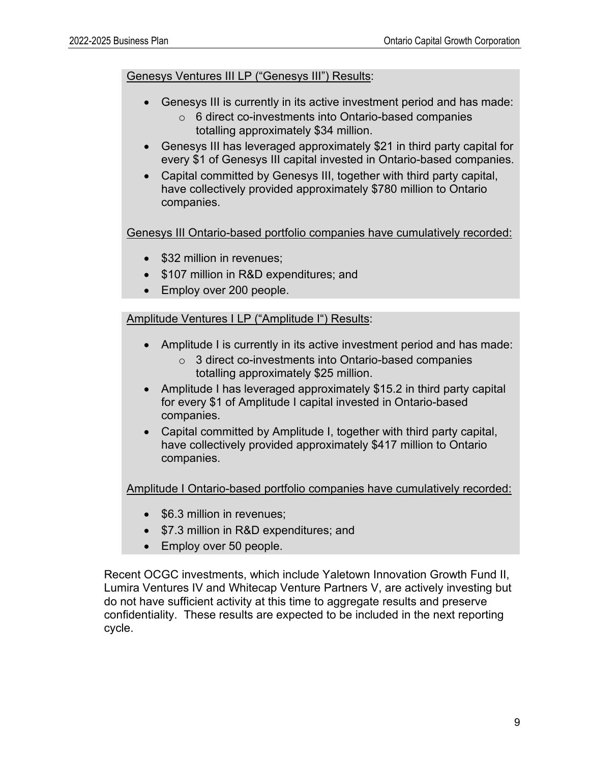Genesys Ventures III LP ("Genesys III") Results:

- Genesys III is currently in its active investment period and has made:
  - 6 direct co-investments into Ontario-based companies totalling approximately $34 million.
- Genesys III has leveraged approximately $21 in third party capital for every $1 of Genesys III capital invested in Ontario-based companies.
- Capital committed by Genesys III, together with third party capital, have collectively provided approximately $780 million to Ontario companies.

Genesys III Ontario-based portfolio companies have cumulatively recorded:

- $32 million in revenues;
- $107 million in R&D expenditures; and
- Employ over 200 people.

Amplitude Ventures I LP ("Amplitude I") Results:

- Amplitude I is currently in its active investment period and has made:
  - 3 direct co-investments into Ontario-based companies totalling approximately $25 million.
- Amplitude I has leveraged approximately $15.2 in third party capital for every $1 of Amplitude I capital invested in Ontario-based companies.
- Capital committed by Amplitude I, together with third party capital, have collectively provided approximately $417 million to Ontario companies.

Amplitude I Ontario-based portfolio companies have cumulatively recorded:

- $6.3 million in revenues;
- $7.3 million in R&D expenditures; and
- Employ over 50 people.

Recent OCGC investments, which include Yaletown Innovation Growth Fund II, Lumira Ventures IV and Whitecap Venture Partners V, are actively investing but do not have sufficient activity at this time to aggregate results and preserve confidentiality. These results are expected to be included in the next reporting cycle.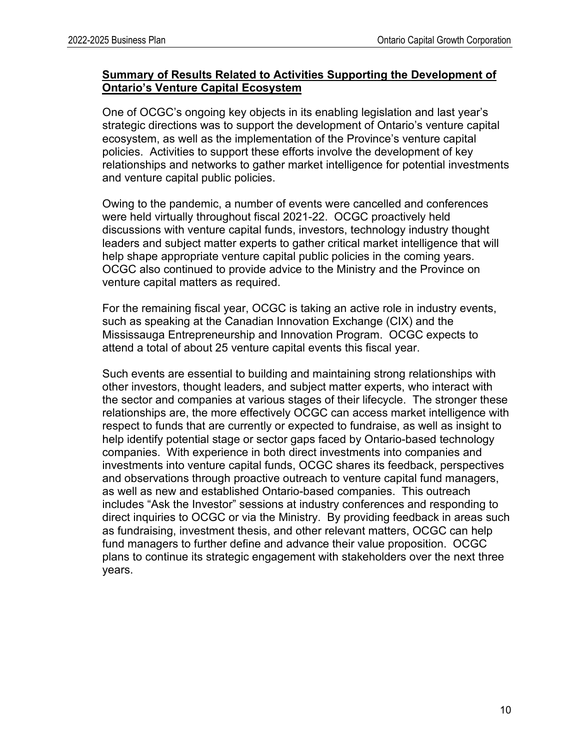## Summary of Results Related to Activities Supporting the Development of Ontario's Venture Capital Ecosystem

One of OCGC's ongoing key objects in its enabling legislation and last year's strategic directions was to support the development of Ontario's venture capital ecosystem, as well as the implementation of the Province's venture capital policies. Activities to support these efforts involve the development of key relationships and networks to gather market intelligence for potential investments and venture capital public policies.

Owing to the pandemic, a number of events were cancelled and conferences were held virtually throughout fiscal 2021-22. OCGC proactively held discussions with venture capital funds, investors, technology industry thought leaders and subject matter experts to gather critical market intelligence that will help shape appropriate venture capital public policies in the coming years. OCGC also continued to provide advice to the Ministry and the Province on venture capital matters as required.

For the remaining fiscal year, OCGC is taking an active role in industry events, such as speaking at the Canadian Innovation Exchange (CIX) and the Mississauga Entrepreneurship and Innovation Program. OCGC expects to attend a total of about 25 venture capital events this fiscal year.

Such events are essential to building and maintaining strong relationships with other investors, thought leaders, and subject matter experts, who interact with the sector and companies at various stages of their lifecycle. The stronger these relationships are, the more effectively OCGC can access market intelligence with respect to funds that are currently or expected to fundraise, as well as insight to help identify potential stage or sector gaps faced by Ontario-based technology companies. With experience in both direct investments into companies and investments into venture capital funds, OCGC shares its feedback, perspectives and observations through proactive outreach to venture capital fund managers, as well as new and established Ontario-based companies. This outreach includes "Ask the Investor" sessions at industry conferences and responding to direct inquiries to OCGC or via the Ministry. By providing feedback in areas such as fundraising, investment thesis, and other relevant matters, OCGC can help fund managers to further define and advance their value proposition. OCGC plans to continue its strategic engagement with stakeholders over the next three years.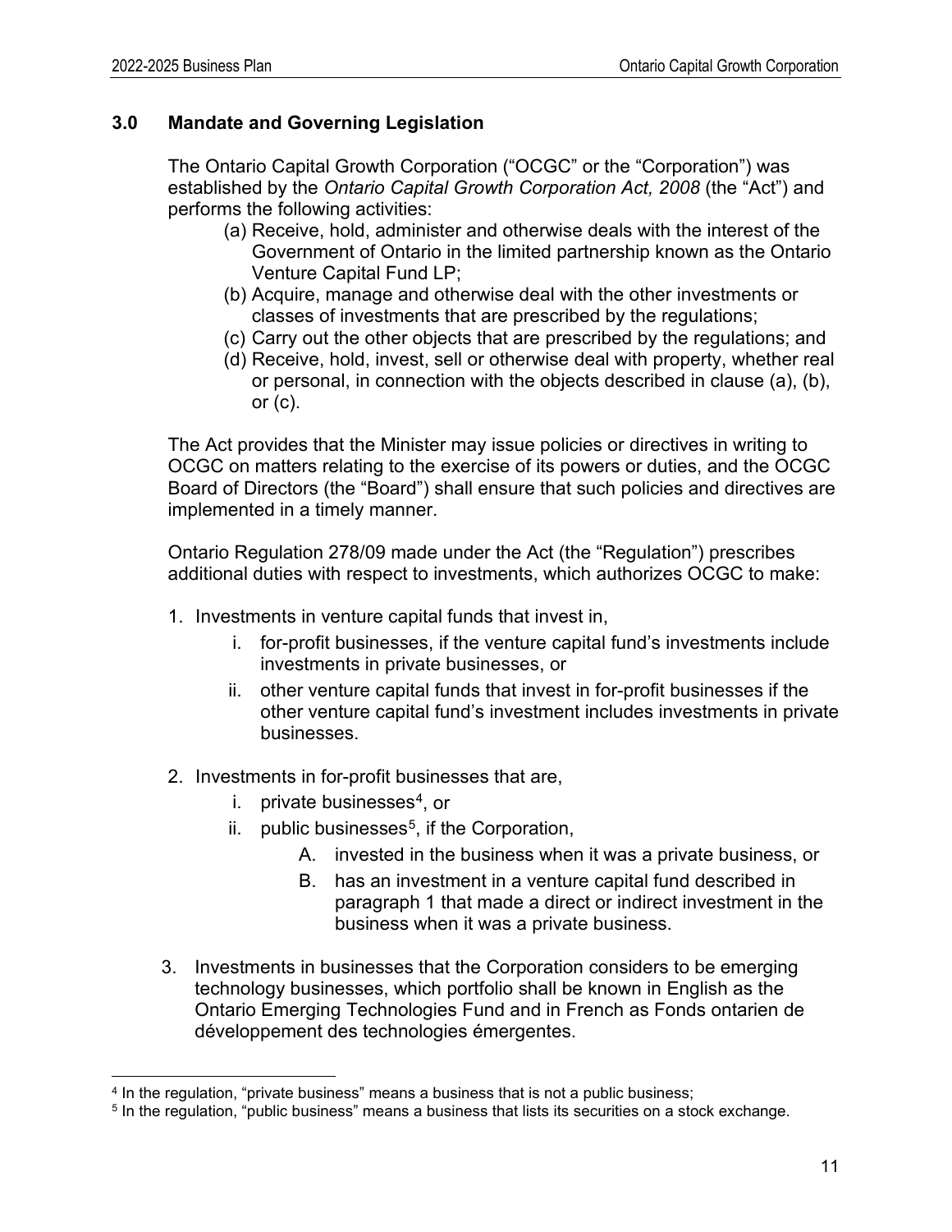## 3.0 Mandate and Governing Legislation

The Ontario Capital Growth Corporation ("OCGC" or the "Corporation") was established by the *Ontario Capital Growth Corporation Act, 2008* (the "Act") and performs the following activities:

(a) Receive, hold, administer and otherwise deals with the interest of the Government of Ontario in the limited partnership known as the Ontario Venture Capital Fund LP;
(b) Acquire, manage and otherwise deal with the other investments or classes of investments that are prescribed by the regulations;
(c) Carry out the other objects that are prescribed by the regulations; and
(d) Receive, hold, invest, sell or otherwise deal with property, whether real or personal, in connection with the objects described in clause (a), (b), or (c).

The Act provides that the Minister may issue policies or directives in writing to OCGC on matters relating to the exercise of its powers or duties, and the OCGC Board of Directors (the "Board") shall ensure that such policies and directives are implemented in a timely manner.

Ontario Regulation 278/09 made under the Act (the "Regulation") prescribes additional duties with respect to investments, which authorizes OCGC to make:

1. Investments in venture capital funds that invest in,
   i. for-profit businesses, if the venture capital fund's investments include investments in private businesses, or
   ii. other venture capital funds that invest in for-profit businesses if the other venture capital fund's investment includes investments in private businesses.

2. Investments in for-profit businesses that are,
   i. private businesses[4], or
   ii. public businesses[5], if the Corporation,
      A. invested in the business when it was a private business, or
      B. has an investment in a venture capital fund described in paragraph 1 that made a direct or indirect investment in the business when it was a private business.

3. Investments in businesses that the Corporation considers to be emerging technology businesses, which portfolio shall be known in English as the Ontario Emerging Technologies Fund and in French as Fonds ontarien de développement des technologies émergentes.

---

[4] In the regulation, "private business" means a business that is not a public business;

[5] In the regulation, "public business" means a business that lists its securities on a stock exchange.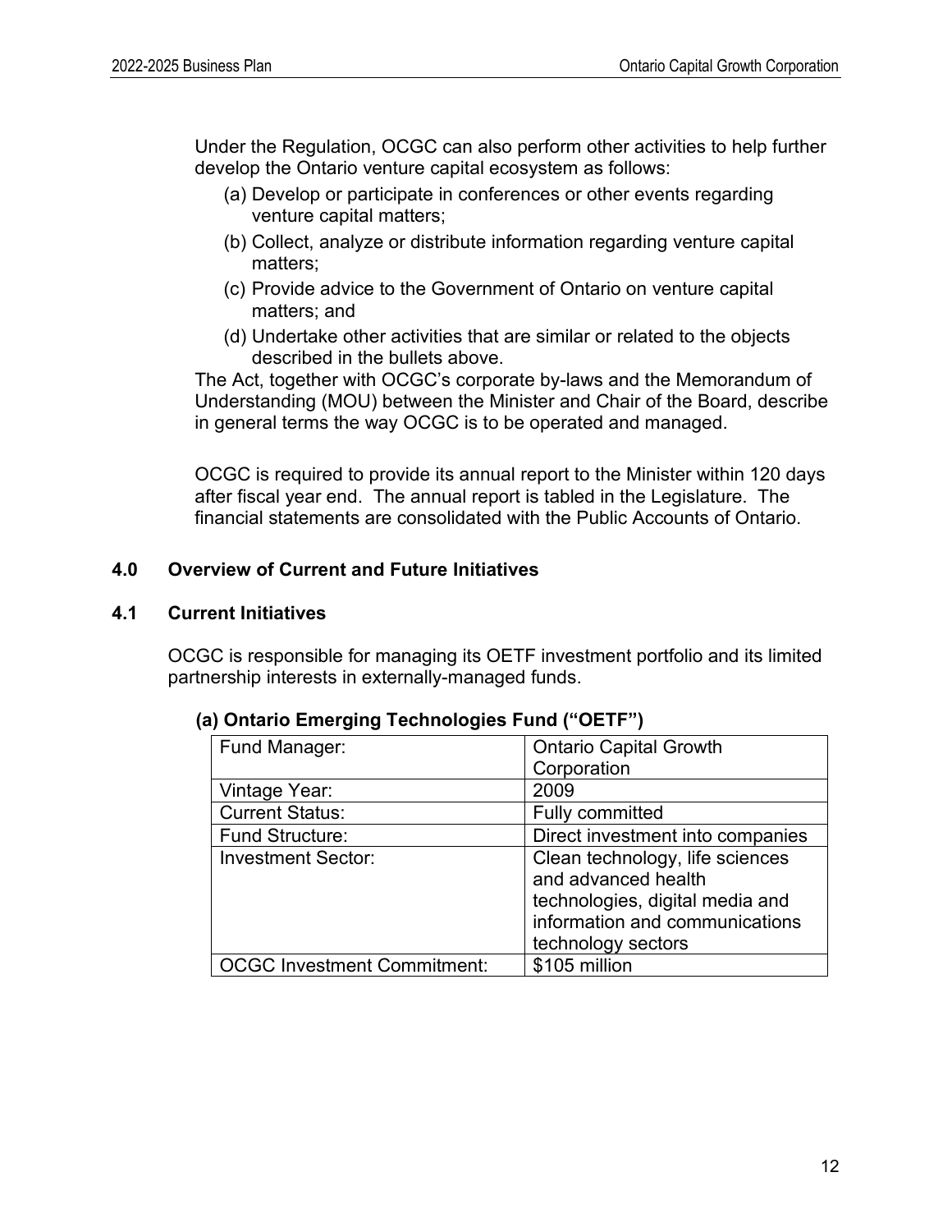Under the Regulation, OCGC can also perform other activities to help further develop the Ontario venture capital ecosystem as follows:

(a) Develop or participate in conferences or other events regarding venture capital matters;

(b) Collect, analyze or distribute information regarding venture capital matters;

(c) Provide advice to the Government of Ontario on venture capital matters; and

(d) Undertake other activities that are similar or related to the objects described in the bullets above.

The Act, together with OCGC's corporate by-laws and the Memorandum of Understanding (MOU) between the Minister and Chair of the Board, describe in general terms the way OCGC is to be operated and managed.

OCGC is required to provide its annual report to the Minister within 120 days after fiscal year end. The annual report is tabled in the Legislature. The financial statements are consolidated with the Public Accounts of Ontario.

## 4.0 Overview of Current and Future Initiatives

### 4.1 Current Initiatives

OCGC is responsible for managing its OETF investment portfolio and its limited partnership interests in externally-managed funds.

#### (a) Ontario Emerging Technologies Fund ("OETF")

| Fund Manager: | Ontario Capital Growth Corporation |
|---|---|
| Vintage Year: | 2009 |
| Current Status: | Fully committed |
| Fund Structure: | Direct investment into companies |
| Investment Sector: | Clean technology, life sciences and advanced health technologies, digital media and information and communications technology sectors |
| OCGC Investment Commitment: | $105 million |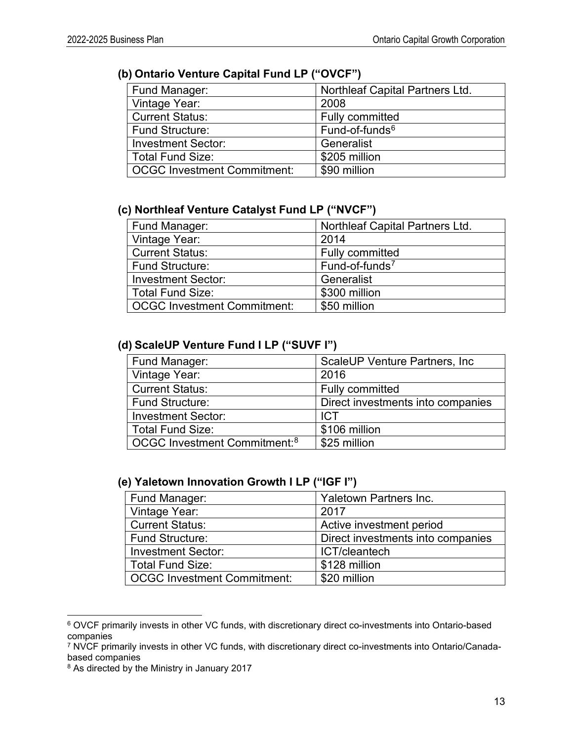### (b) Ontario Venture Capital Fund LP (“OVCF”)

| Fund Manager: | Northleaf Capital Partners Ltd. |
|---|---|
| Vintage Year: | 2008 |
| Current Status: | Fully committed |
| Fund Structure: | Fund-of-funds[6] |
| Investment Sector: | Generalist |
| Total Fund Size: | $205 million |
| OCGC Investment Commitment: | $90 million |

### (c) Northleaf Venture Catalyst Fund LP (“NVCF”)

| Fund Manager: | Northleaf Capital Partners Ltd. |
|---|---|
| Vintage Year: | 2014 |
| Current Status: | Fully committed |
| Fund Structure: | Fund-of-funds[7] |
| Investment Sector: | Generalist |
| Total Fund Size: | $300 million |
| OCGC Investment Commitment: | $50 million |

### (d) ScaleUP Venture Fund I LP (“SUVF I”)

| Fund Manager: | ScaleUP Venture Partners, Inc |
|---|---|
| Vintage Year: | 2016 |
| Current Status: | Fully committed |
| Fund Structure: | Direct investments into companies |
| Investment Sector: | ICT |
| Total Fund Size: | $106 million |
| OCGC Investment Commitment:[8] | $25 million |

### (e) Yaletown Innovation Growth I LP (“IGF I”)

| Fund Manager: | Yaletown Partners Inc. |
|---|---|
| Vintage Year: | 2017 |
| Current Status: | Active investment period |
| Fund Structure: | Direct investments into companies |
| Investment Sector: | ICT/cleantech |
| Total Fund Size: | $128 million |
| OCGC Investment Commitment: | $20 million |

[6] OVCF primarily invests in other VC funds, with discretionary direct co-investments into Ontario-based companies

[7] NVCF primarily invests in other VC funds, with discretionary direct co-investments into Ontario/Canada-based companies

[8] As directed by the Ministry in January 2017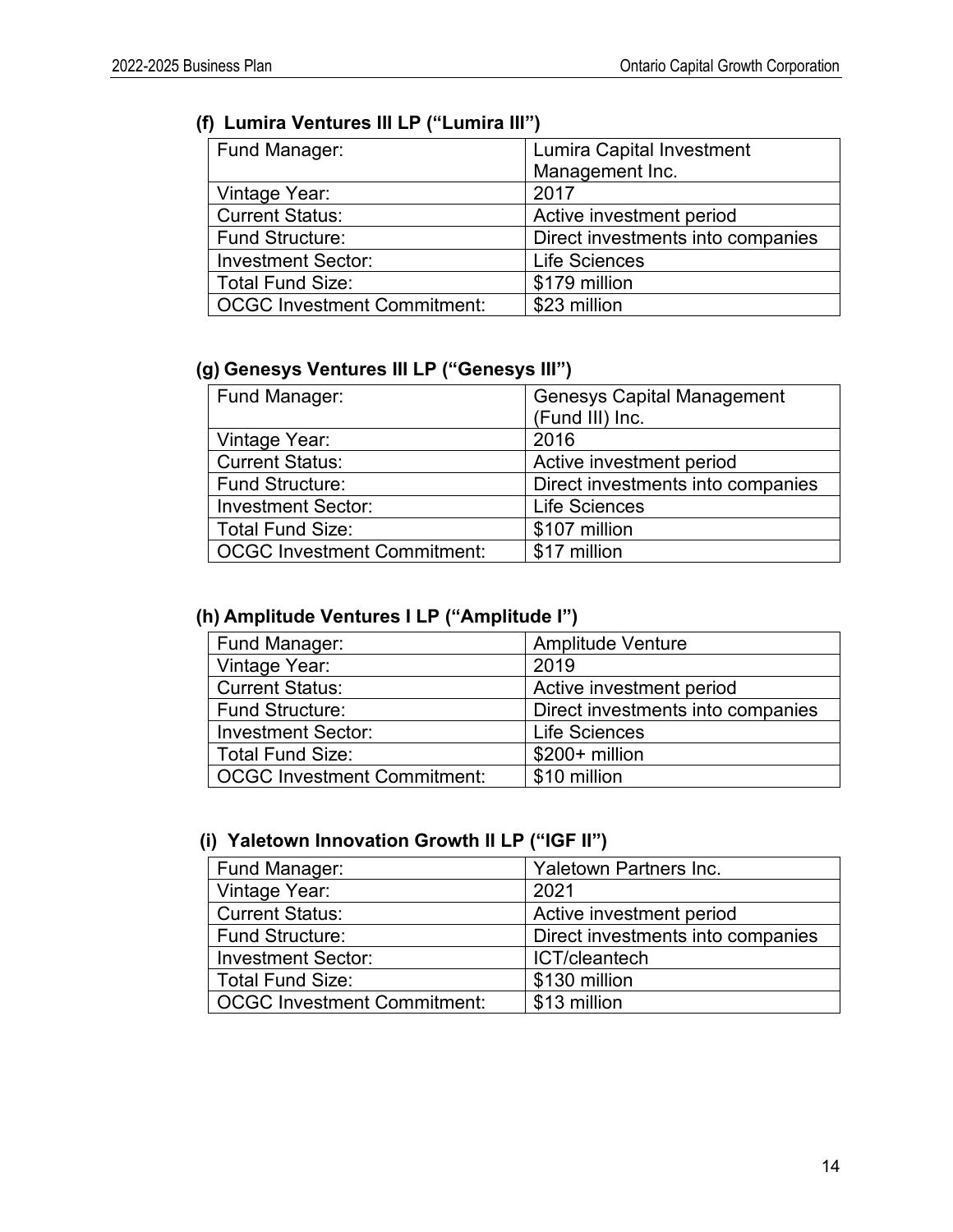#### (f) Lumira Ventures III LP ("Lumira III")

| Fund Manager: | Lumira Capital Investment Management Inc. |
|---|---|
| Vintage Year: | 2017 |
| Current Status: | Active investment period |
| Fund Structure: | Direct investments into companies |
| Investment Sector: | Life Sciences |
| Total Fund Size: | $179 million |
| OCGC Investment Commitment: | $23 million |

#### (g) Genesys Ventures III LP ("Genesys III")

| Fund Manager: | Genesys Capital Management (Fund III) Inc. |
|---|---|
| Vintage Year: | 2016 |
| Current Status: | Active investment period |
| Fund Structure: | Direct investments into companies |
| Investment Sector: | Life Sciences |
| Total Fund Size: | $107 million |
| OCGC Investment Commitment: | $17 million |

#### (h) Amplitude Ventures I LP ("Amplitude I")

| Fund Manager: | Amplitude Venture |
|---|---|
| Vintage Year: | 2019 |
| Current Status: | Active investment period |
| Fund Structure: | Direct investments into companies |
| Investment Sector: | Life Sciences |
| Total Fund Size: | $200+ million |
| OCGC Investment Commitment: | $10 million |

#### (i) Yaletown Innovation Growth II LP ("IGF II")

| Fund Manager: | Yaletown Partners Inc. |
|---|---|
| Vintage Year: | 2021 |
| Current Status: | Active investment period |
| Fund Structure: | Direct investments into companies |
| Investment Sector: | ICT/cleantech |
| Total Fund Size: | $130 million |
| OCGC Investment Commitment: | $13 million |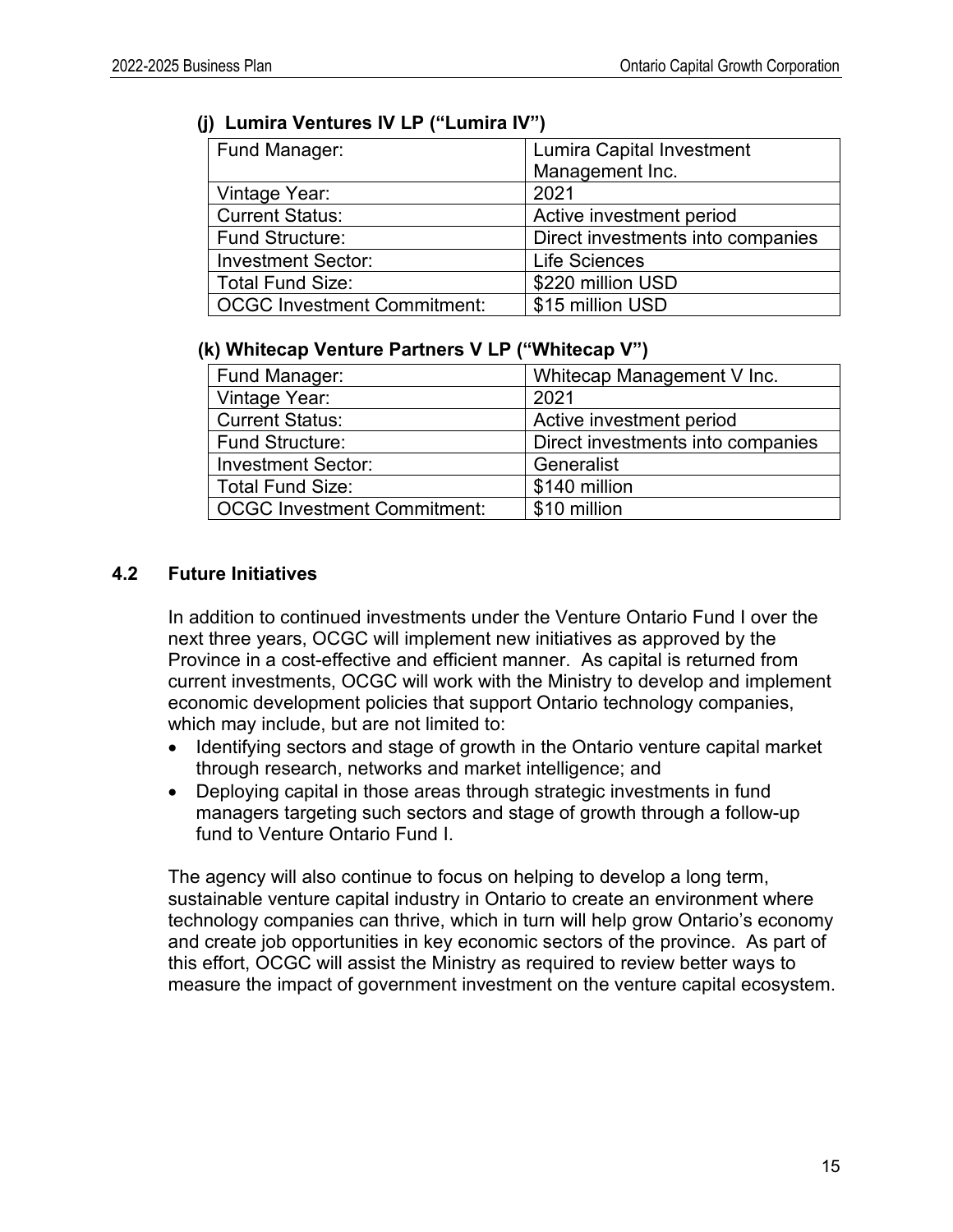#### (j) Lumira Ventures IV LP ("Lumira IV")

| Fund Manager: | Lumira Capital Investment Management Inc. |
|---|---|
| Vintage Year: | 2021 |
| Current Status: | Active investment period |
| Fund Structure: | Direct investments into companies |
| Investment Sector: | Life Sciences |
| Total Fund Size: | $220 million USD |
| OCGC Investment Commitment: | $15 million USD |

#### (k) Whitecap Venture Partners V LP ("Whitecap V")

| Fund Manager: | Whitecap Management V Inc. |
|---|---|
| Vintage Year: | 2021 |
| Current Status: | Active investment period |
| Fund Structure: | Direct investments into companies |
| Investment Sector: | Generalist |
| Total Fund Size: | $140 million |
| OCGC Investment Commitment: | $10 million |

## 4.2 Future Initiatives

In addition to continued investments under the Venture Ontario Fund I over the next three years, OCGC will implement new initiatives as approved by the Province in a cost-effective and efficient manner. As capital is returned from current investments, OCGC will work with the Ministry to develop and implement economic development policies that support Ontario technology companies, which may include, but are not limited to:

- Identifying sectors and stage of growth in the Ontario venture capital market through research, networks and market intelligence; and
- Deploying capital in those areas through strategic investments in fund managers targeting such sectors and stage of growth through a follow-up fund to Venture Ontario Fund I.

The agency will also continue to focus on helping to develop a long term, sustainable venture capital industry in Ontario to create an environment where technology companies can thrive, which in turn will help grow Ontario's economy and create job opportunities in key economic sectors of the province. As part of this effort, OCGC will assist the Ministry as required to review better ways to measure the impact of government investment on the venture capital ecosystem.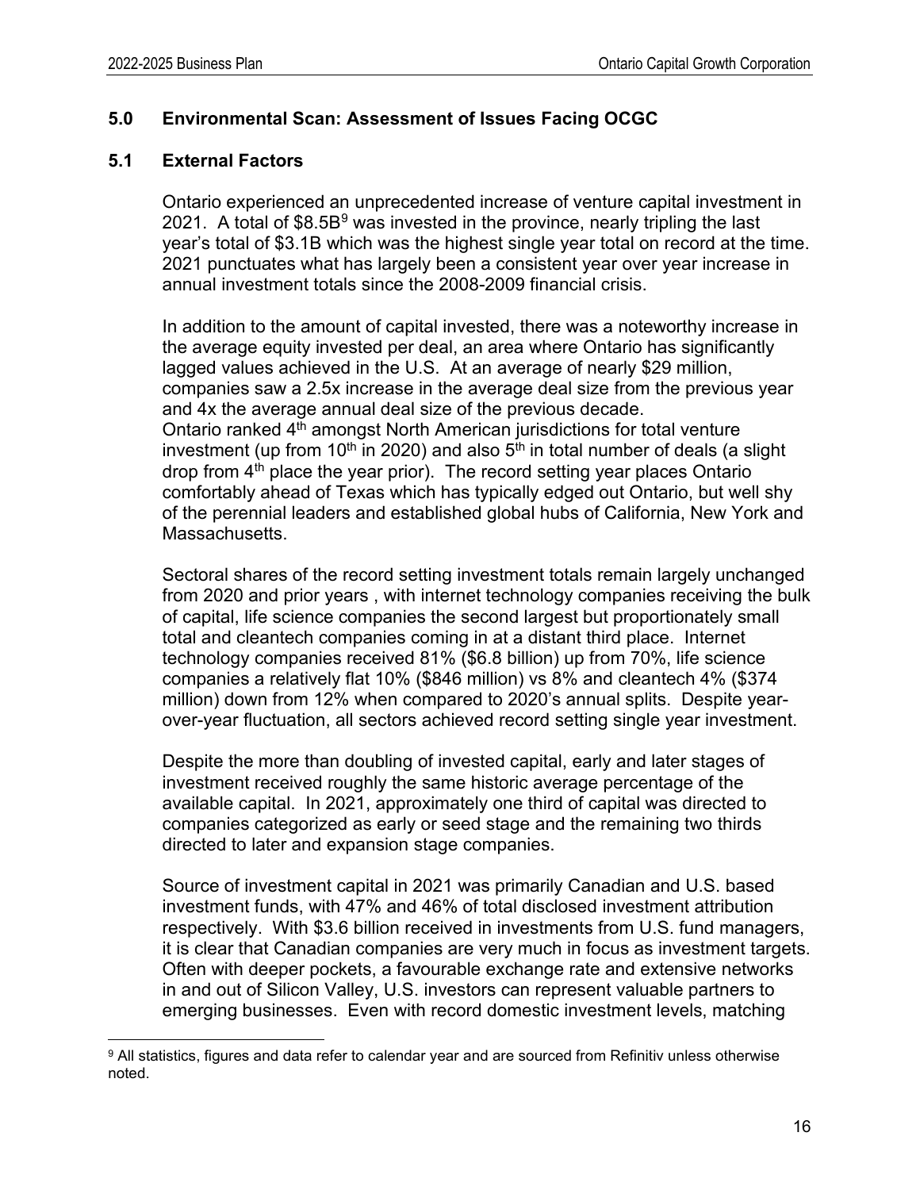## 5.0 Environmental Scan: Assessment of Issues Facing OCGC

### 5.1 External Factors

Ontario experienced an unprecedented increase of venture capital investment in 2021. A total of $8.5B[9] was invested in the province, nearly tripling the last year's total of $3.1B which was the highest single year total on record at the time. 2021 punctuates what has largely been a consistent year over year increase in annual investment totals since the 2008-2009 financial crisis.

In addition to the amount of capital invested, there was a noteworthy increase in the average equity invested per deal, an area where Ontario has significantly lagged values achieved in the U.S. At an average of nearly $29 million, companies saw a 2.5x increase in the average deal size from the previous year and 4x the average annual deal size of the previous decade.
Ontario ranked 4th amongst North American jurisdictions for total venture investment (up from 10th in 2020) and also 5th in total number of deals (a slight drop from 4th place the year prior). The record setting year places Ontario comfortably ahead of Texas which has typically edged out Ontario, but well shy of the perennial leaders and established global hubs of California, New York and Massachusetts.

Sectoral shares of the record setting investment totals remain largely unchanged from 2020 and prior years , with internet technology companies receiving the bulk of capital, life science companies the second largest but proportionately small total and cleantech companies coming in at a distant third place. Internet technology companies received 81% ($6.8 billion) up from 70%, life science companies a relatively flat 10% ($846 million) vs 8% and cleantech 4% ($374 million) down from 12% when compared to 2020's annual splits. Despite year-over-year fluctuation, all sectors achieved record setting single year investment.

Despite the more than doubling of invested capital, early and later stages of investment received roughly the same historic average percentage of the available capital. In 2021, approximately one third of capital was directed to companies categorized as early or seed stage and the remaining two thirds directed to later and expansion stage companies.

Source of investment capital in 2021 was primarily Canadian and U.S. based investment funds, with 47% and 46% of total disclosed investment attribution respectively. With $3.6 billion received in investments from U.S. fund managers, it is clear that Canadian companies are very much in focus as investment targets. Often with deeper pockets, a favourable exchange rate and extensive networks in and out of Silicon Valley, U.S. investors can represent valuable partners to emerging businesses. Even with record domestic investment levels, matching

[9] All statistics, figures and data refer to calendar year and are sourced from Refinitiv unless otherwise noted.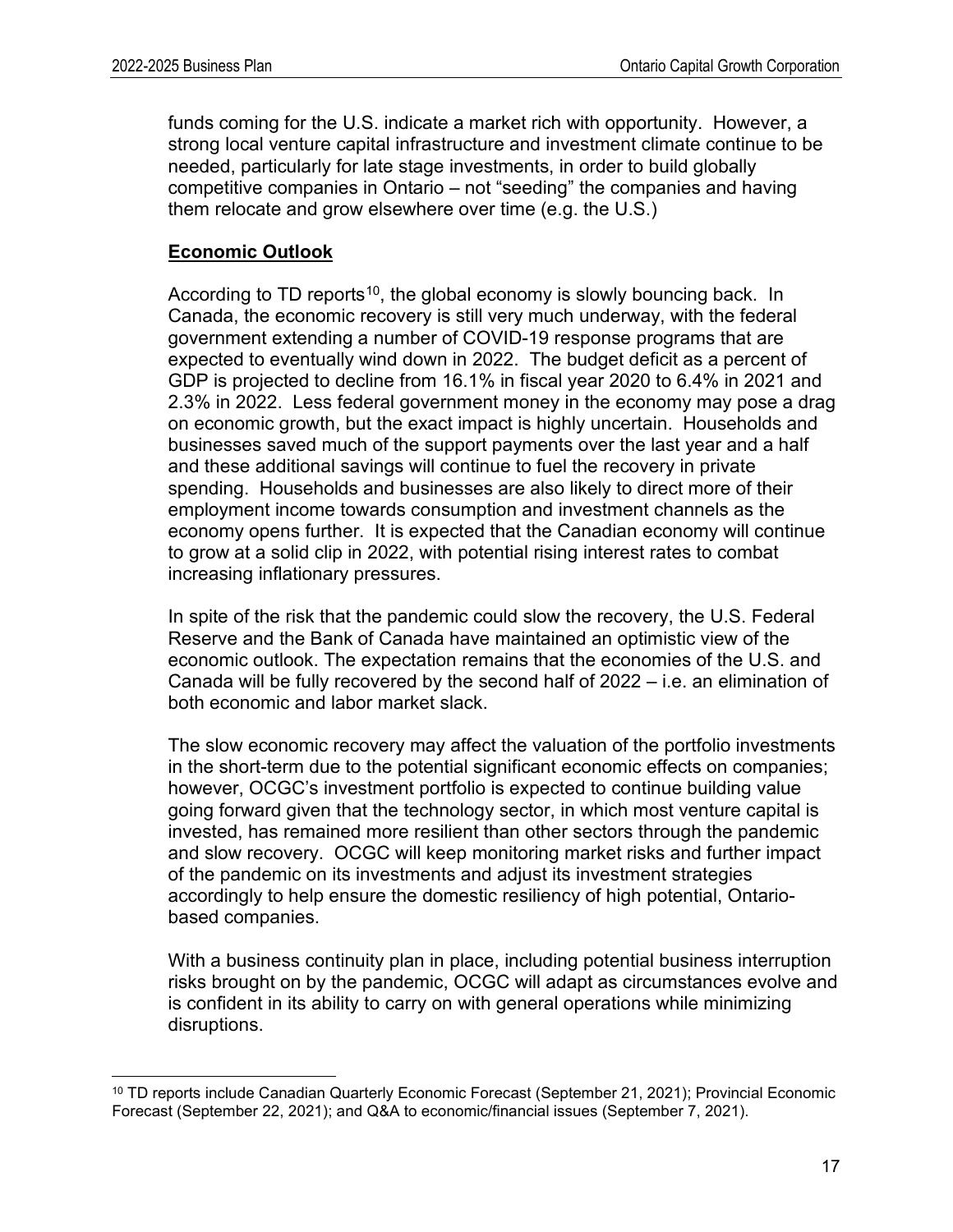funds coming for the U.S. indicate a market rich with opportunity. However, a strong local venture capital infrastructure and investment climate continue to be needed, particularly for late stage investments, in order to build globally competitive companies in Ontario – not "seeding" the companies and having them relocate and grow elsewhere over time (e.g. the U.S.)

## Economic Outlook

According to TD reports[10], the global economy is slowly bouncing back. In Canada, the economic recovery is still very much underway, with the federal government extending a number of COVID-19 response programs that are expected to eventually wind down in 2022. The budget deficit as a percent of GDP is projected to decline from 16.1% in fiscal year 2020 to 6.4% in 2021 and 2.3% in 2022. Less federal government money in the economy may pose a drag on economic growth, but the exact impact is highly uncertain. Households and businesses saved much of the support payments over the last year and a half and these additional savings will continue to fuel the recovery in private spending. Households and businesses are also likely to direct more of their employment income towards consumption and investment channels as the economy opens further. It is expected that the Canadian economy will continue to grow at a solid clip in 2022, with potential rising interest rates to combat increasing inflationary pressures.

In spite of the risk that the pandemic could slow the recovery, the U.S. Federal Reserve and the Bank of Canada have maintained an optimistic view of the economic outlook. The expectation remains that the economies of the U.S. and Canada will be fully recovered by the second half of 2022 – i.e. an elimination of both economic and labor market slack.

The slow economic recovery may affect the valuation of the portfolio investments in the short-term due to the potential significant economic effects on companies; however, OCGC's investment portfolio is expected to continue building value going forward given that the technology sector, in which most venture capital is invested, has remained more resilient than other sectors through the pandemic and slow recovery. OCGC will keep monitoring market risks and further impact of the pandemic on its investments and adjust its investment strategies accordingly to help ensure the domestic resiliency of high potential, Ontario-based companies.

With a business continuity plan in place, including potential business interruption risks brought on by the pandemic, OCGC will adapt as circumstances evolve and is confident in its ability to carry on with general operations while minimizing disruptions.

---

[10] TD reports include Canadian Quarterly Economic Forecast (September 21, 2021); Provincial Economic Forecast (September 22, 2021); and Q&A to economic/financial issues (September 7, 2021).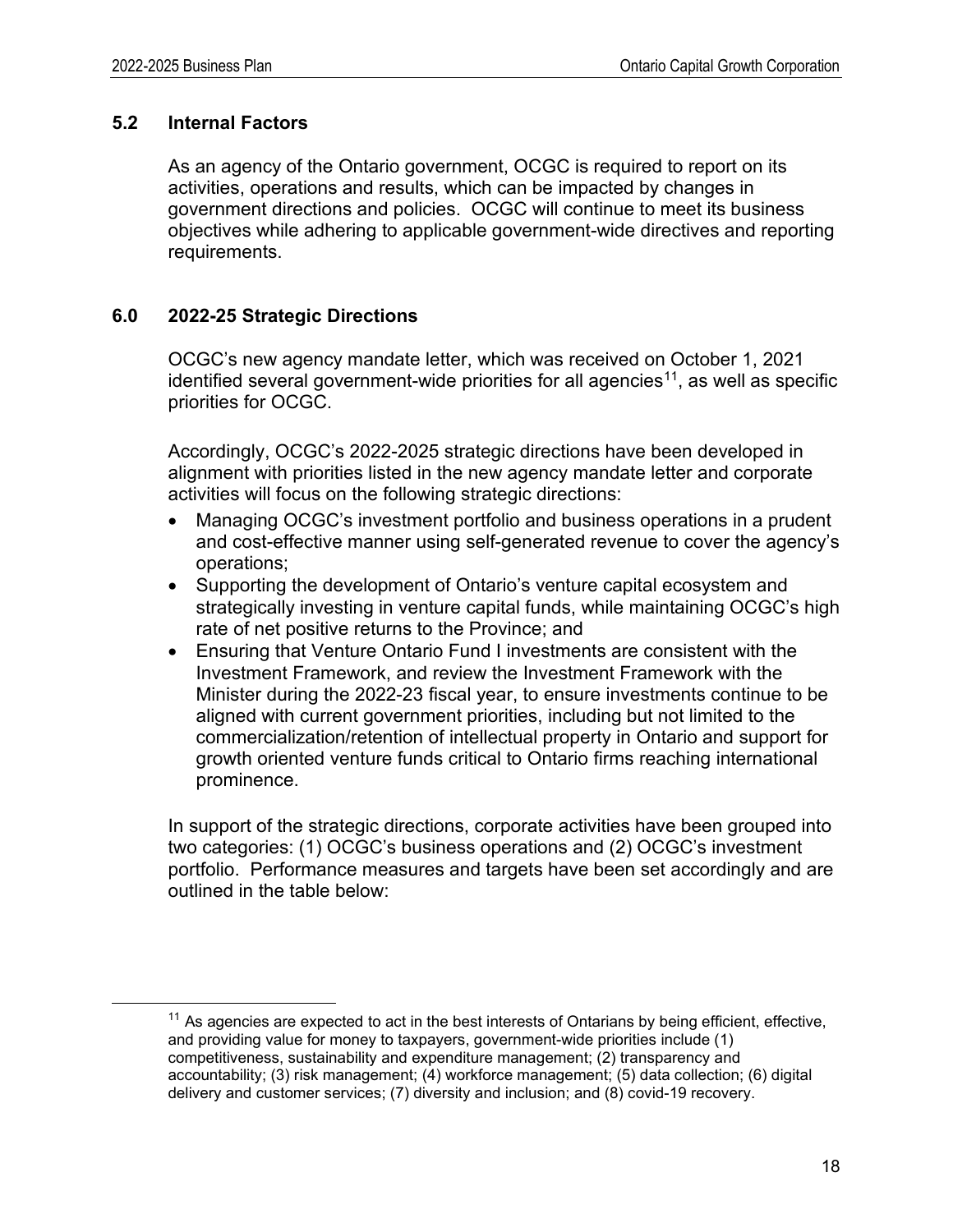## 5.2 Internal Factors

As an agency of the Ontario government, OCGC is required to report on its activities, operations and results, which can be impacted by changes in government directions and policies. OCGC will continue to meet its business objectives while adhering to applicable government-wide directives and reporting requirements.

## 6.0 2022-25 Strategic Directions

OCGC's new agency mandate letter, which was received on October 1, 2021 identified several government-wide priorities for all agencies[11], as well as specific priorities for OCGC.

Accordingly, OCGC's 2022-2025 strategic directions have been developed in alignment with priorities listed in the new agency mandate letter and corporate activities will focus on the following strategic directions:

- Managing OCGC's investment portfolio and business operations in a prudent and cost-effective manner using self-generated revenue to cover the agency's operations;
- Supporting the development of Ontario's venture capital ecosystem and strategically investing in venture capital funds, while maintaining OCGC's high rate of net positive returns to the Province; and
- Ensuring that Venture Ontario Fund I investments are consistent with the Investment Framework, and review the Investment Framework with the Minister during the 2022-23 fiscal year, to ensure investments continue to be aligned with current government priorities, including but not limited to the commercialization/retention of intellectual property in Ontario and support for growth oriented venture funds critical to Ontario firms reaching international prominence.

In support of the strategic directions, corporate activities have been grouped into two categories: (1) OCGC's business operations and (2) OCGC's investment portfolio. Performance measures and targets have been set accordingly and are outlined in the table below:

---

[11] As agencies are expected to act in the best interests of Ontarians by being efficient, effective, and providing value for money to taxpayers, government-wide priorities include (1) competitiveness, sustainability and expenditure management; (2) transparency and accountability; (3) risk management; (4) workforce management; (5) data collection; (6) digital delivery and customer services; (7) diversity and inclusion; and (8) covid-19 recovery.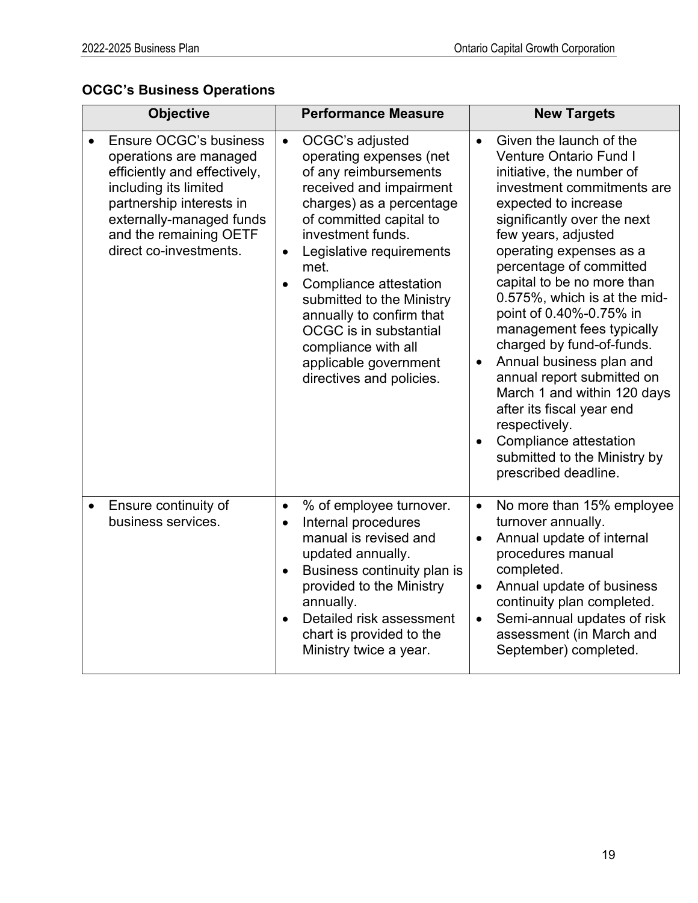**OCGC's Business Operations**

| Objective | Performance Measure | New Targets |
| --- | --- | --- |
| • Ensure OCGC's business operations are managed efficiently and effectively, including its limited partnership interests in externally-managed funds and the remaining OETF direct co-investments. | • OCGC's adjusted operating expenses (net of any reimbursements received and impairment charges) as a percentage of committed capital to investment funds.<br>• Legislative requirements met.<br>• Compliance attestation submitted to the Ministry annually to confirm that OCGC is in substantial compliance with all applicable government directives and policies. | • Given the launch of the Venture Ontario Fund I initiative, the number of investment commitments are expected to increase significantly over the next few years, adjusted operating expenses as a percentage of committed capital to be no more than 0.575%, which is at the mid-point of 0.40%-0.75% in management fees typically charged by fund-of-funds.<br>• Annual business plan and annual report submitted on March 1 and within 120 days after its fiscal year end respectively.<br>• Compliance attestation submitted to the Ministry by prescribed deadline. |
| • Ensure continuity of business services. | • % of employee turnover.<br>• Internal procedures manual is revised and updated annually.<br>• Business continuity plan is provided to the Ministry annually.<br>• Detailed risk assessment chart is provided to the Ministry twice a year. | • No more than 15% employee turnover annually.<br>• Annual update of internal procedures manual completed.<br>• Annual update of business continuity plan completed.<br>• Semi-annual updates of risk assessment (in March and September) completed. |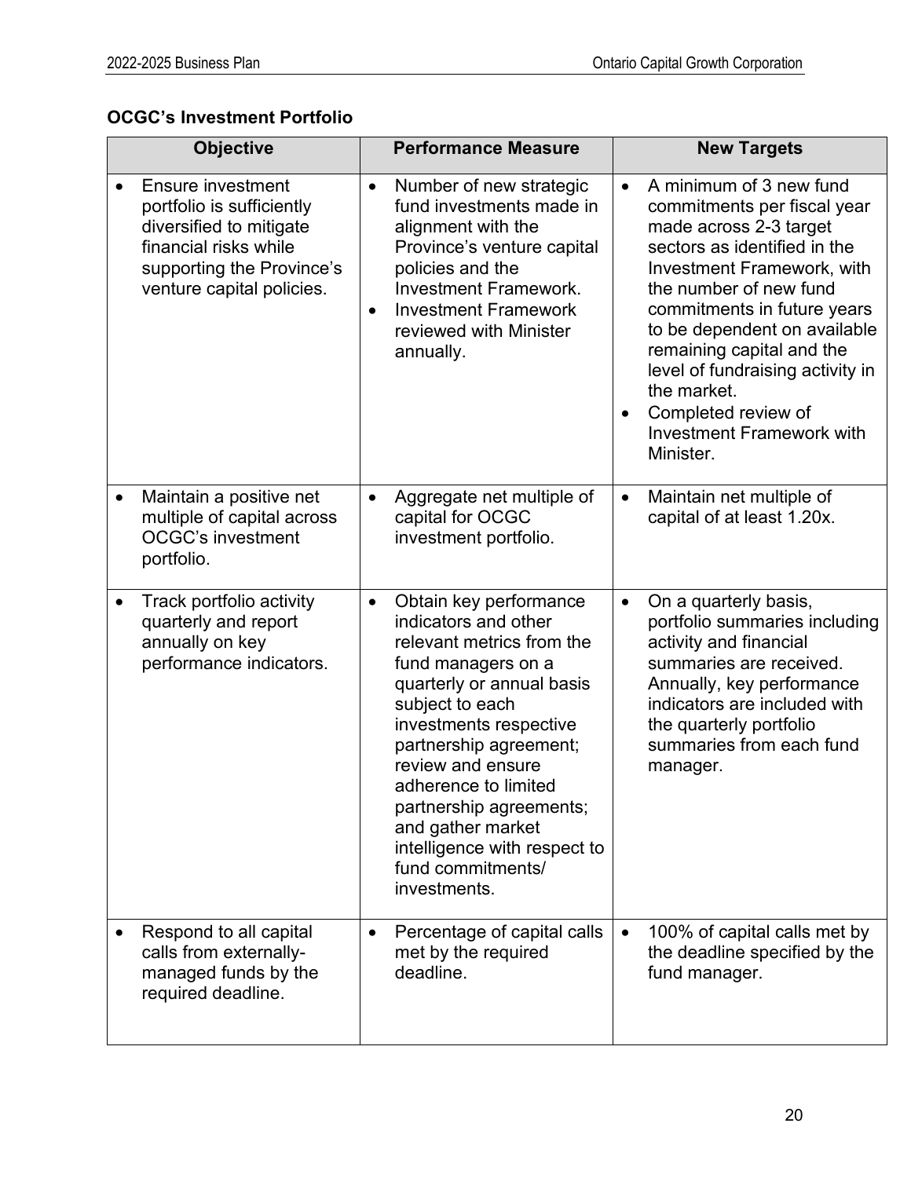**OCGC's Investment Portfolio**

| Objective | Performance Measure | New Targets |
|---|---|---|
| • Ensure investment portfolio is sufficiently diversified to mitigate financial risks while supporting the Province's venture capital policies. | • Number of new strategic fund investments made in alignment with the Province's venture capital policies and the Investment Framework.<br>• Investment Framework reviewed with Minister annually. | • A minimum of 3 new fund commitments per fiscal year made across 2-3 target sectors as identified in the Investment Framework, with the number of new fund commitments in future years to be dependent on available remaining capital and the level of fundraising activity in the market.<br>• Completed review of Investment Framework with Minister. |
| • Maintain a positive net multiple of capital across OCGC's investment portfolio. | • Aggregate net multiple of capital for OCGC investment portfolio. | • Maintain net multiple of capital of at least 1.20x. |
| • Track portfolio activity quarterly and report annually on key performance indicators. | • Obtain key performance indicators and other relevant metrics from the fund managers on a quarterly or annual basis subject to each investments respective partnership agreement; review and ensure adherence to limited partnership agreements; and gather market intelligence with respect to fund commitments/ investments. | • On a quarterly basis, portfolio summaries including activity and financial summaries are received. Annually, key performance indicators are included with the quarterly portfolio summaries from each fund manager. |
| • Respond to all capital calls from externally-managed funds by the required deadline. | • Percentage of capital calls met by the required deadline. | • 100% of capital calls met by the deadline specified by the fund manager. |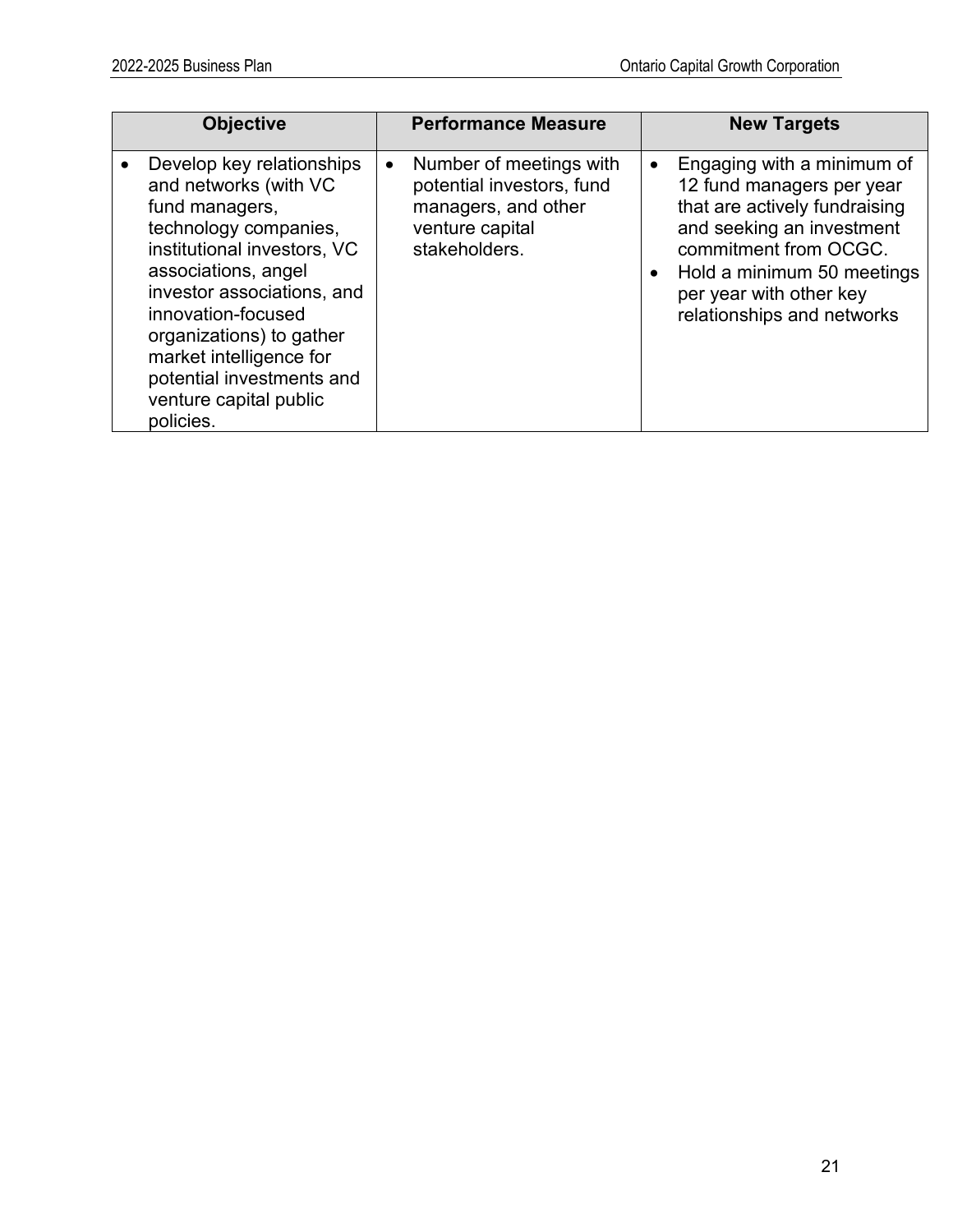| Objective | Performance Measure | New Targets |
| --- | --- | --- |
| • Develop key relationships and networks (with VC fund managers, technology companies, institutional investors, VC associations, angel investor associations, and innovation-focused organizations) to gather market intelligence for potential investments and venture capital public policies. | • Number of meetings with potential investors, fund managers, and other venture capital stakeholders. | • Engaging with a minimum of 12 fund managers per year that are actively fundraising and seeking an investment commitment from OCGC.<br>• Hold a minimum 50 meetings per year with other key relationships and networks |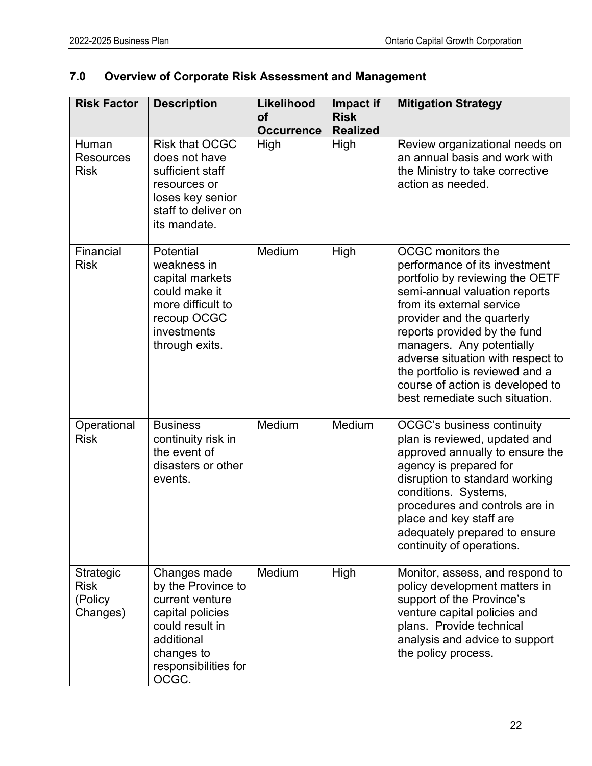## 7.0 Overview of Corporate Risk Assessment and Management

| Risk Factor | Description | Likelihood of Occurrence | Impact if Risk Realized | Mitigation Strategy |
|---|---|---|---|---|
| Human Resources Risk | Risk that OCGC does not have sufficient staff resources or loses key senior staff to deliver on its mandate. | High | High | Review organizational needs on an annual basis and work with the Ministry to take corrective action as needed. |
| Financial Risk | Potential weakness in capital markets could make it more difficult to recoup OCGC investments through exits. | Medium | High | OCGC monitors the performance of its investment portfolio by reviewing the OETF semi-annual valuation reports from its external service provider and the quarterly reports provided by the fund managers. Any potentially adverse situation with respect to the portfolio is reviewed and a course of action is developed to best remediate such situation. |
| Operational Risk | Business continuity risk in the event of disasters or other events. | Medium | Medium | OCGC's business continuity plan is reviewed, updated and approved annually to ensure the agency is prepared for disruption to standard working conditions. Systems, procedures and controls are in place and key staff are adequately prepared to ensure continuity of operations. |
| Strategic Risk (Policy Changes) | Changes made by the Province to current venture capital policies could result in additional changes to responsibilities for OCGC. | Medium | High | Monitor, assess, and respond to policy development matters in support of the Province's venture capital policies and plans. Provide technical analysis and advice to support the policy process. |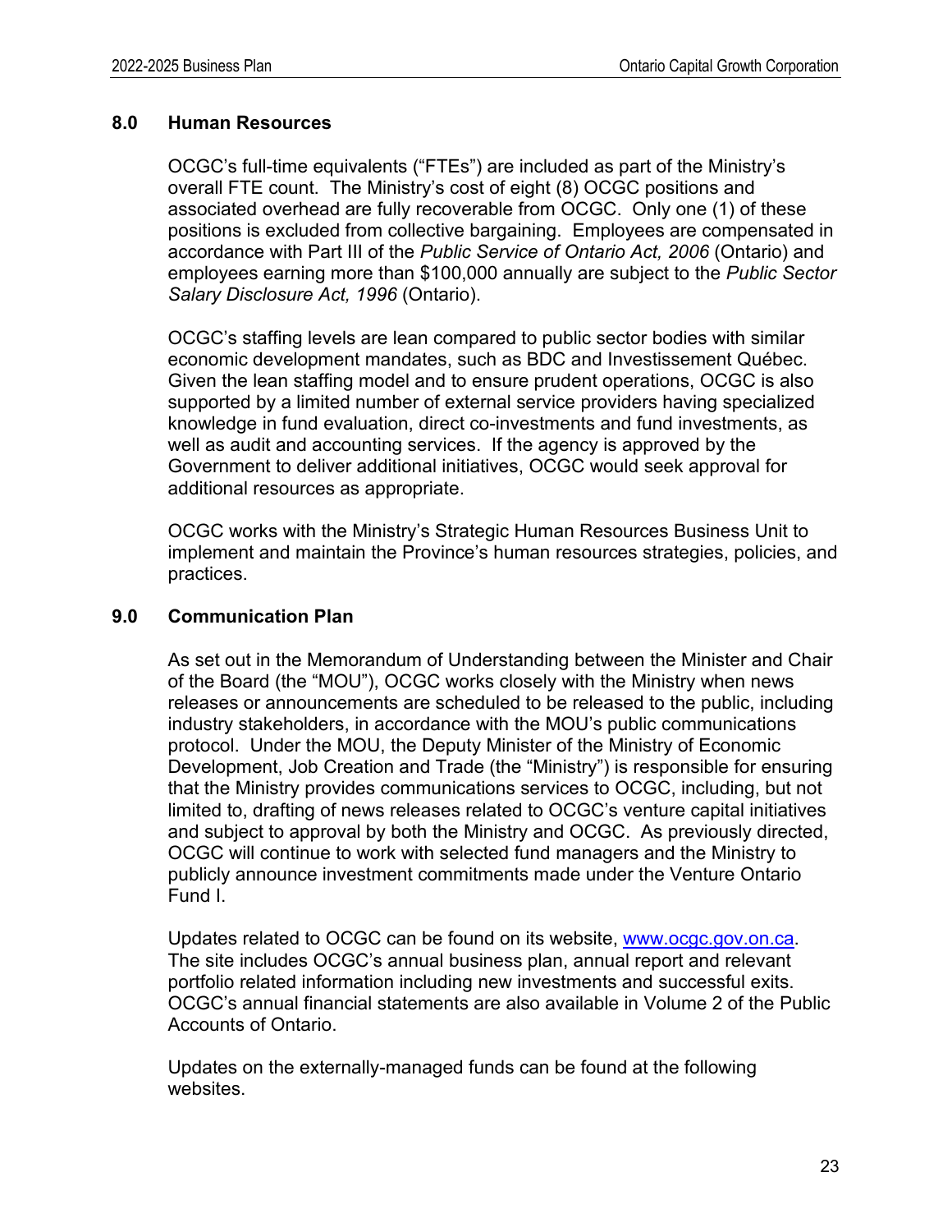## 8.0 Human Resources

OCGC's full-time equivalents ("FTEs") are included as part of the Ministry's overall FTE count. The Ministry's cost of eight (8) OCGC positions and associated overhead are fully recoverable from OCGC. Only one (1) of these positions is excluded from collective bargaining. Employees are compensated in accordance with Part III of the *Public Service of Ontario Act, 2006* (Ontario) and employees earning more than $100,000 annually are subject to the *Public Sector Salary Disclosure Act, 1996* (Ontario).

OCGC's staffing levels are lean compared to public sector bodies with similar economic development mandates, such as BDC and Investissement Québec. Given the lean staffing model and to ensure prudent operations, OCGC is also supported by a limited number of external service providers having specialized knowledge in fund evaluation, direct co-investments and fund investments, as well as audit and accounting services. If the agency is approved by the Government to deliver additional initiatives, OCGC would seek approval for additional resources as appropriate.

OCGC works with the Ministry's Strategic Human Resources Business Unit to implement and maintain the Province's human resources strategies, policies, and practices.

## 9.0 Communication Plan

As set out in the Memorandum of Understanding between the Minister and Chair of the Board (the "MOU"), OCGC works closely with the Ministry when news releases or announcements are scheduled to be released to the public, including industry stakeholders, in accordance with the MOU's public communications protocol. Under the MOU, the Deputy Minister of the Ministry of Economic Development, Job Creation and Trade (the "Ministry") is responsible for ensuring that the Ministry provides communications services to OCGC, including, but not limited to, drafting of news releases related to OCGC's venture capital initiatives and subject to approval by both the Ministry and OCGC. As previously directed, OCGC will continue to work with selected fund managers and the Ministry to publicly announce investment commitments made under the Venture Ontario Fund I.

Updates related to OCGC can be found on its website, [www.ocgc.gov.on.ca](http://www.ocgc.gov.on.ca). The site includes OCGC's annual business plan, annual report and relevant portfolio related information including new investments and successful exits. OCGC's annual financial statements are also available in Volume 2 of the Public Accounts of Ontario.

Updates on the externally-managed funds can be found at the following websites.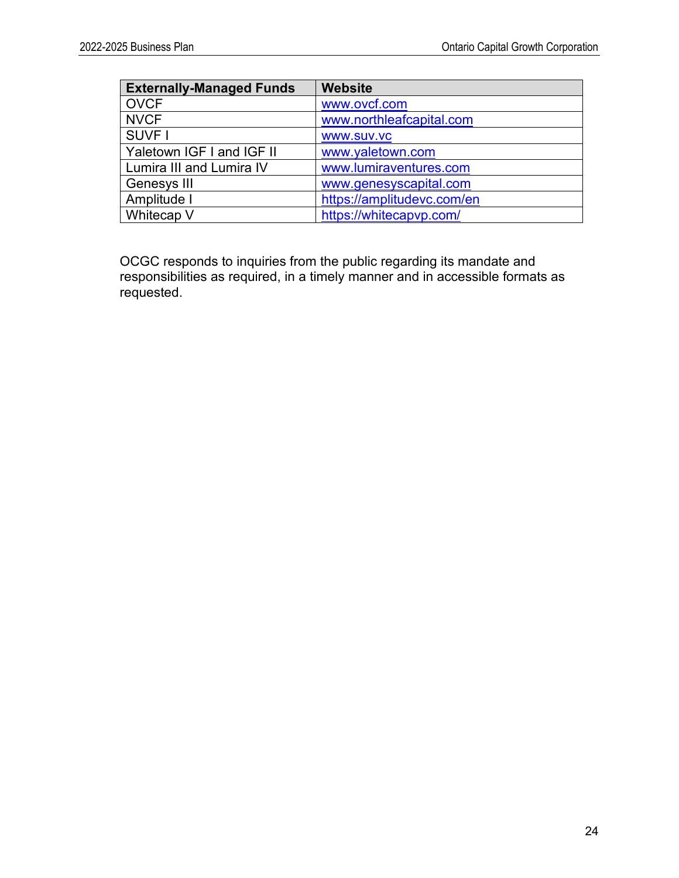| Externally-Managed Funds | Website |
| --- | --- |
| OVCF | www.ovcf.com |
| NVCF | www.northleafcapital.com |
| SUVF I | www.suv.vc |
| Yaletown IGF I and IGF II | www.yaletown.com |
| Lumira III and Lumira IV | www.lumiraventures.com |
| Genesys III | www.genesyscapital.com |
| Amplitude I | https://amplitudevc.com/en |
| Whitecap V | https://whitecapvp.com/ |

OCGC responds to inquiries from the public regarding its mandate and responsibilities as required, in a timely manner and in accessible formats as requested.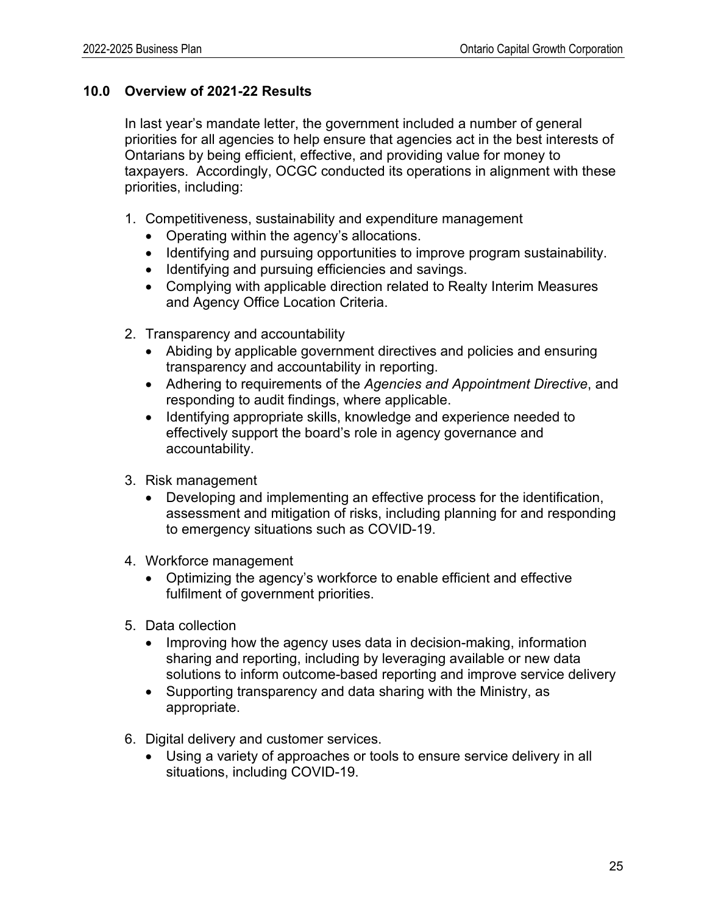## 10.0 Overview of 2021-22 Results

In last year's mandate letter, the government included a number of general priorities for all agencies to help ensure that agencies act in the best interests of Ontarians by being efficient, effective, and providing value for money to taxpayers. Accordingly, OCGC conducted its operations in alignment with these priorities, including:

1. Competitiveness, sustainability and expenditure management
   - Operating within the agency's allocations.
   - Identifying and pursuing opportunities to improve program sustainability.
   - Identifying and pursuing efficiencies and savings.
   - Complying with applicable direction related to Realty Interim Measures and Agency Office Location Criteria.
2. Transparency and accountability
   - Abiding by applicable government directives and policies and ensuring transparency and accountability in reporting.
   - Adhering to requirements of the *Agencies and Appointment Directive*, and responding to audit findings, where applicable.
   - Identifying appropriate skills, knowledge and experience needed to effectively support the board's role in agency governance and accountability.
3. Risk management
   - Developing and implementing an effective process for the identification, assessment and mitigation of risks, including planning for and responding to emergency situations such as COVID-19.
4. Workforce management
   - Optimizing the agency's workforce to enable efficient and effective fulfilment of government priorities.
5. Data collection
   - Improving how the agency uses data in decision-making, information sharing and reporting, including by leveraging available or new data solutions to inform outcome-based reporting and improve service delivery
   - Supporting transparency and data sharing with the Ministry, as appropriate.
6. Digital delivery and customer services.
   - Using a variety of approaches or tools to ensure service delivery in all situations, including COVID-19.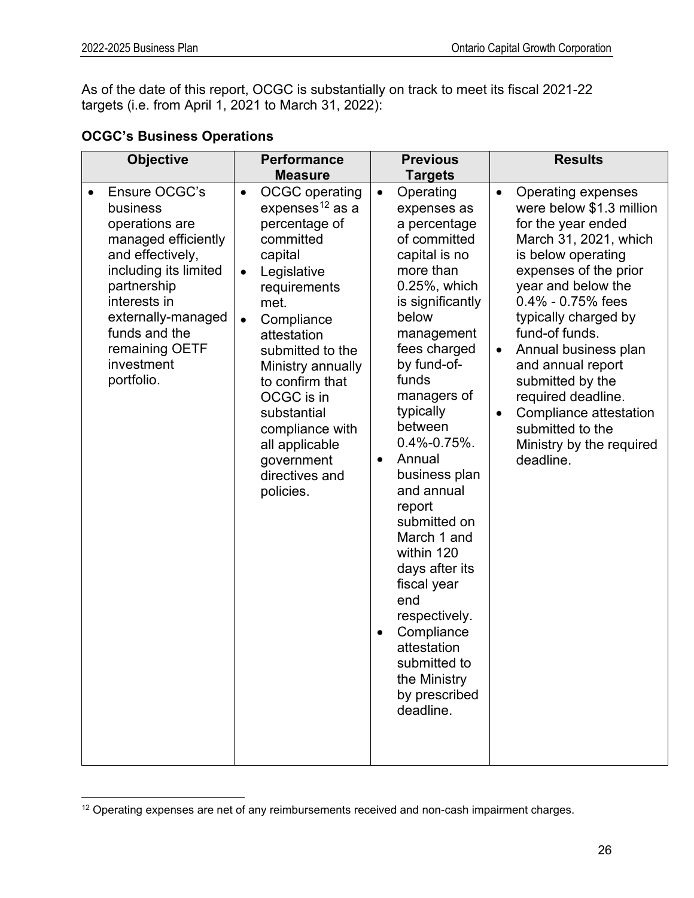As of the date of this report, OCGC is substantially on track to meet its fiscal 2021-22 targets (i.e. from April 1, 2021 to March 31, 2022):

**OCGC's Business Operations**

| Objective | Performance Measure | Previous Targets | Results |
|---|---|---|---|
| • Ensure OCGC's business operations are managed efficiently and effectively, including its limited partnership interests in externally-managed funds and the remaining OETF investment portfolio. | • OCGC operating expenses[12] as a percentage of committed capital<br>• Legislative requirements met.<br>• Compliance attestation submitted to the Ministry annually to confirm that OCGC is in substantial compliance with all applicable government directives and policies. | • Operating expenses as a percentage of committed capital is no more than 0.25%, which is significantly below management fees charged by fund-of-funds managers of typically between 0.4%-0.75%.<br>• Annual business plan and annual report submitted on March 1 and within 120 days after its fiscal year end respectively.<br>• Compliance attestation submitted to the Ministry by prescribed deadline. | • Operating expenses were below $1.3 million for the year ended March 31, 2021, which is below operating expenses of the prior year and below the 0.4% - 0.75% fees typically charged by fund-of funds.<br>• Annual business plan and annual report submitted by the required deadline.<br>• Compliance attestation submitted to the Ministry by the required deadline. |

[12] Operating expenses are net of any reimbursements received and non-cash impairment charges.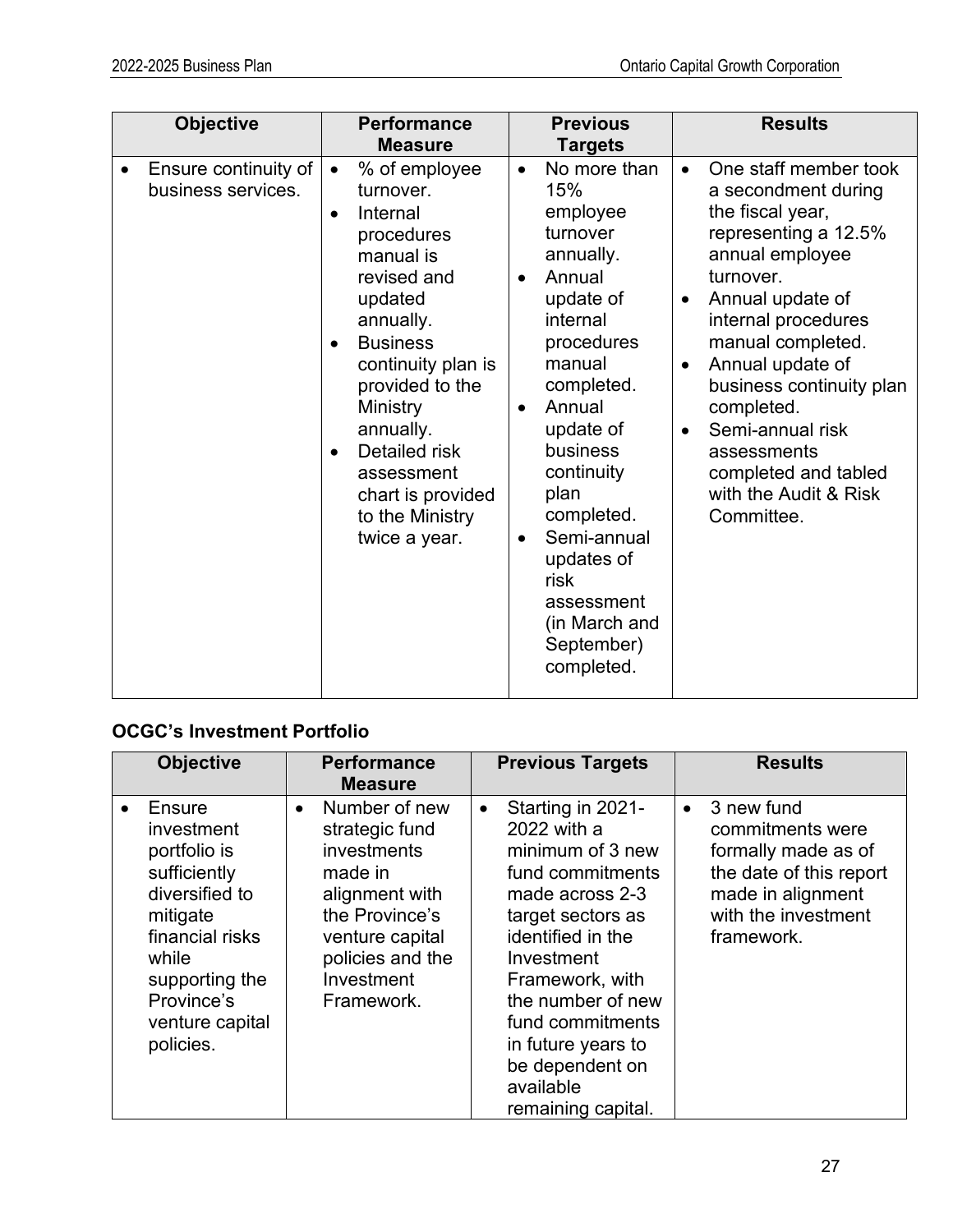| Objective | Performance Measure | Previous Targets | Results |
|---|---|---|---|
| • Ensure continuity of business services. | • % of employee turnover.<br>• Internal procedures manual is revised and updated annually.<br>• Business continuity plan is provided to the Ministry annually.<br>• Detailed risk assessment chart is provided to the Ministry twice a year. | • No more than 15% employee turnover annually.<br>• Annual update of internal procedures manual completed.<br>• Annual update of business continuity plan completed.<br>• Semi-annual updates of risk assessment (in March and September) completed. | • One staff member took a secondment during the fiscal year, representing a 12.5% annual employee turnover.<br>• Annual update of internal procedures manual completed.<br>• Annual update of business continuity plan completed.<br>• Semi-annual risk assessments completed and tabled with the Audit & Risk Committee. |

**OCGC's Investment Portfolio**

| Objective | Performance Measure | Previous Targets | Results |
|---|---|---|---|
| • Ensure investment portfolio is sufficiently diversified to mitigate financial risks while supporting the Province's venture capital policies. | • Number of new strategic fund investments made in alignment with the Province's venture capital policies and the Investment Framework. | • Starting in 2021-2022 with a minimum of 3 new fund commitments made across 2-3 target sectors as identified in the Investment Framework, with the number of new fund commitments in future years to be dependent on available remaining capital. | • 3 new fund commitments were formally made as of the date of this report made in alignment with the investment framework. |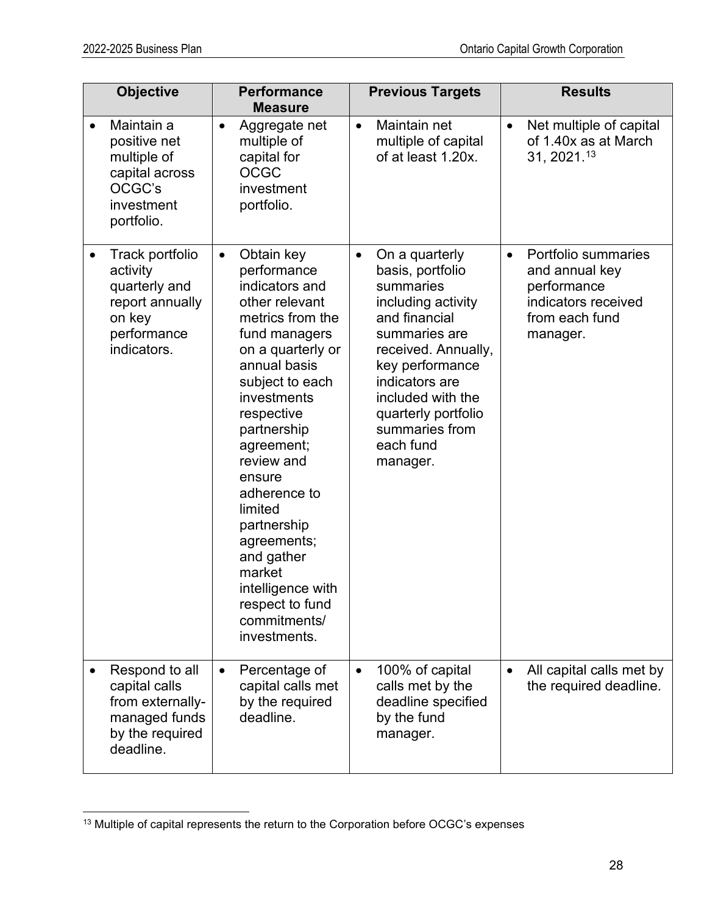| Objective | Performance Measure | Previous Targets | Results |
| --- | --- | --- | --- |
| • Maintain a positive net multiple of capital across OCGC's investment portfolio. | • Aggregate net multiple of capital for OCGC investment portfolio. | • Maintain net multiple of capital of at least 1.20x. | • Net multiple of capital of 1.40x as at March 31, 2021.[13] |
| • Track portfolio activity quarterly and report annually on key performance indicators. | • Obtain key performance indicators and other relevant metrics from the fund managers on a quarterly or annual basis subject to each investments respective partnership agreement; review and ensure adherence to limited partnership agreements; and gather market intelligence with respect to fund commitments/ investments. | • On a quarterly basis, portfolio summaries including activity and financial summaries are received. Annually, key performance indicators are included with the quarterly portfolio summaries from each fund manager. | • Portfolio summaries and annual key performance indicators received from each fund manager. |
| • Respond to all capital calls from externally-managed funds by the required deadline. | • Percentage of capital calls met by the required deadline. | • 100% of capital calls met by the deadline specified by the fund manager. | • All capital calls met by the required deadline. |

[13] Multiple of capital represents the return to the Corporation before OCGC's expenses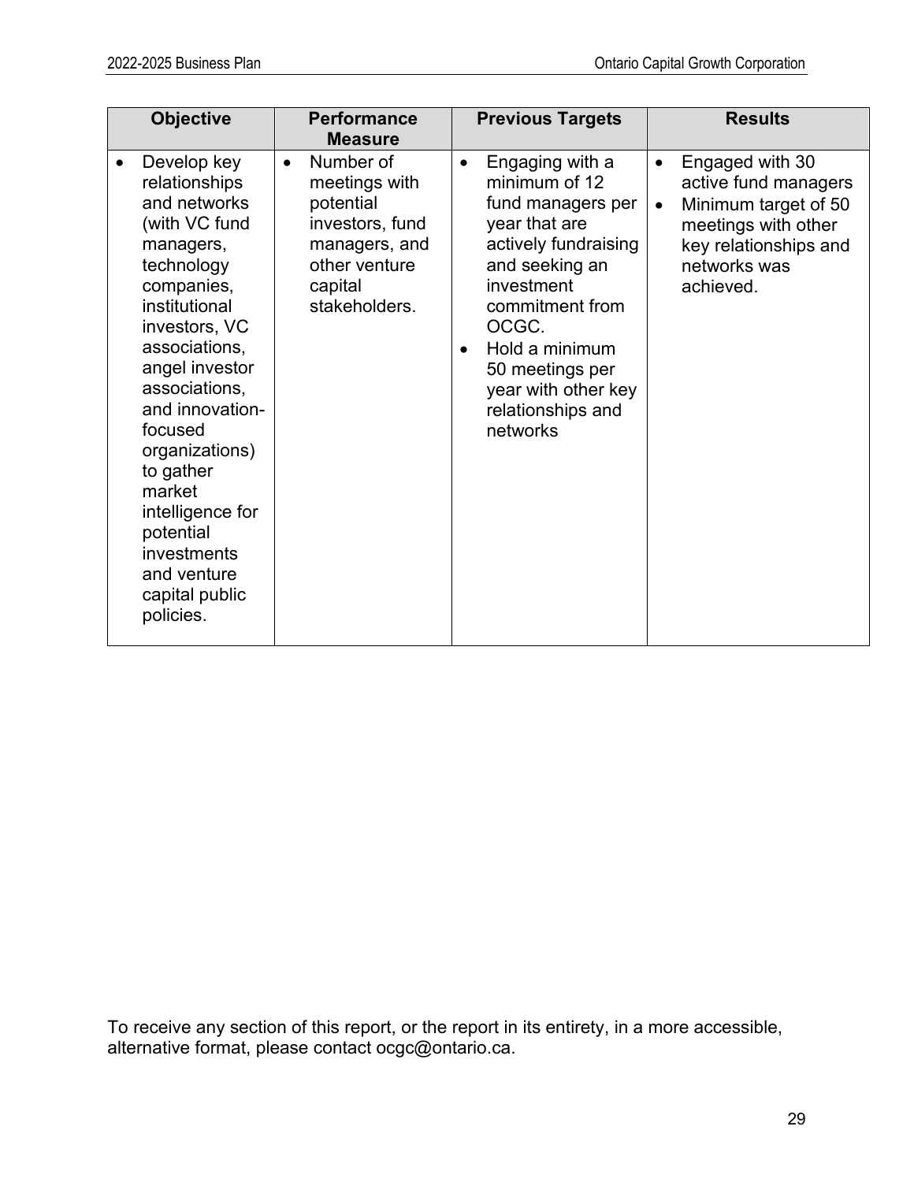| Objective | Performance Measure | Previous Targets | Results |
|---|---|---|---|
| • Develop key relationships and networks (with VC fund managers, technology companies, institutional investors, VC associations, angel investor associations, and innovation-focused organizations) to gather market intelligence for potential investments and venture capital public policies. | • Number of meetings with potential investors, fund managers, and other venture capital stakeholders. | • Engaging with a minimum of 12 fund managers per year that are actively fundraising and seeking an investment commitment from OCGC.<br>• Hold a minimum 50 meetings per year with other key relationships and networks | • Engaged with 30 active fund managers<br>• Minimum target of 50 meetings with other key relationships and networks was achieved. |

To receive any section of this report, or the report in its entirety, in a more accessible, alternative format, please contact ocgc@ontario.ca.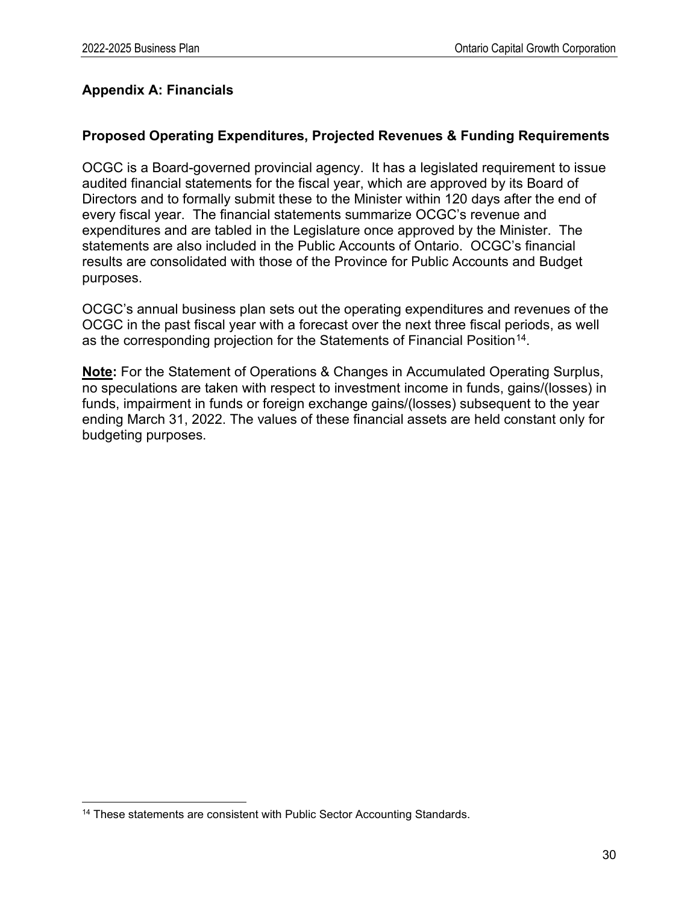## Appendix A: Financials

### Proposed Operating Expenditures, Projected Revenues & Funding Requirements

OCGC is a Board-governed provincial agency. It has a legislated requirement to issue audited financial statements for the fiscal year, which are approved by its Board of Directors and to formally submit these to the Minister within 120 days after the end of every fiscal year. The financial statements summarize OCGC's revenue and expenditures and are tabled in the Legislature once approved by the Minister. The statements are also included in the Public Accounts of Ontario. OCGC's financial results are consolidated with those of the Province for Public Accounts and Budget purposes.

OCGC's annual business plan sets out the operating expenditures and revenues of the OCGC in the past fiscal year with a forecast over the next three fiscal periods, as well as the corresponding projection for the Statements of Financial Position[14].

**Note:** For the Statement of Operations & Changes in Accumulated Operating Surplus, no speculations are taken with respect to investment income in funds, gains/(losses) in funds, impairment in funds or foreign exchange gains/(losses) subsequent to the year ending March 31, 2022. The values of these financial assets are held constant only for budgeting purposes.

[14] These statements are consistent with Public Sector Accounting Standards.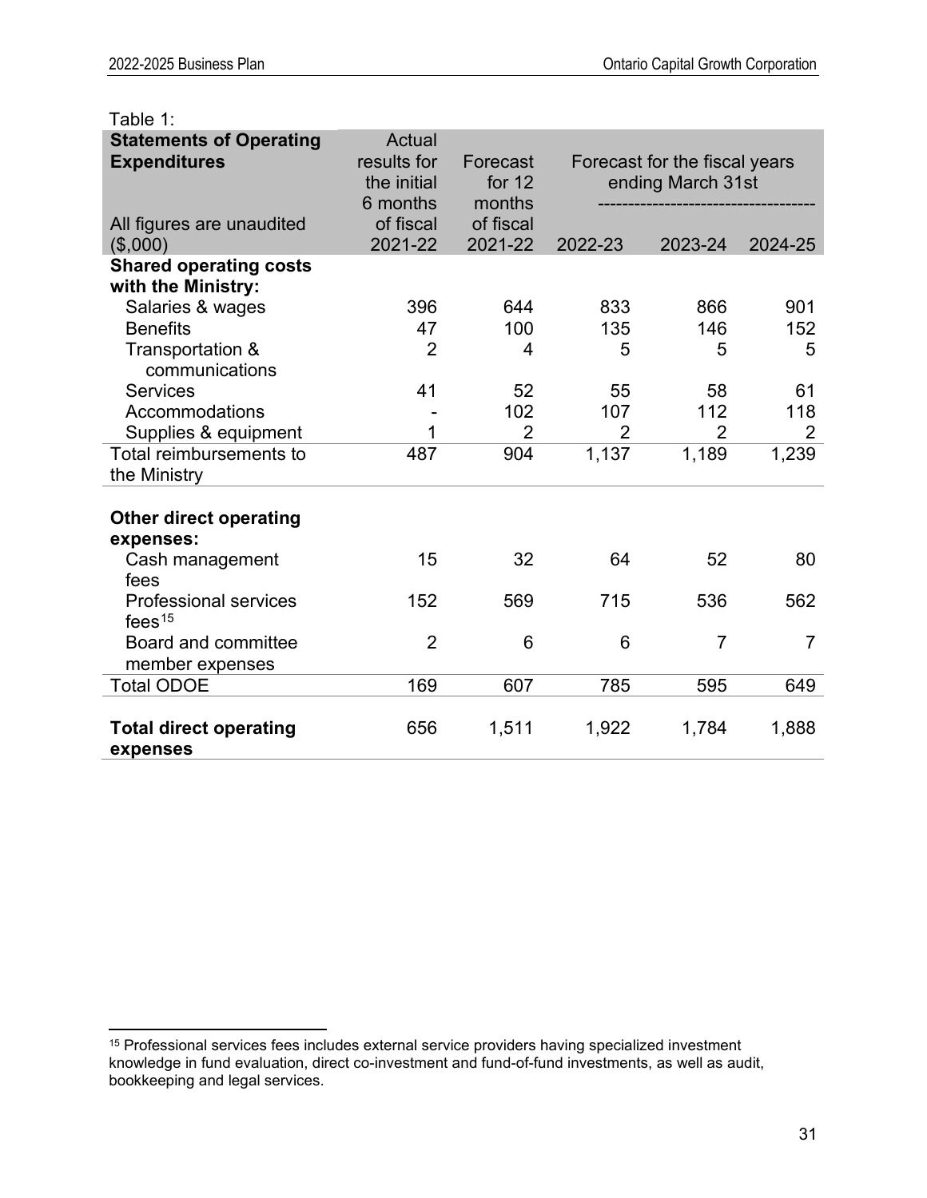Table 1:

| **Statements of Operating Expenditures**<br>All figures are unaudited ($,000) | Actual results for the initial 6 months of fiscal 2021-22 | Forecast for 12 months of fiscal 2021-22 | Forecast for the fiscal years ending March 31st 2022-23 | 2023-24 | 2024-25 |
|---|---|---|---|---|---|
| **Shared operating costs with the Ministry:** | | | | | |
| Salaries & wages | 396 | 644 | 833 | 866 | 901 |
| Benefits | 47 | 100 | 135 | 146 | 152 |
| Transportation & communications | 2 | 4 | 5 | 5 | 5 |
| Services | 41 | 52 | 55 | 58 | 61 |
| Accommodations | - | 102 | 107 | 112 | 118 |
| Supplies & equipment | 1 | 2 | 2 | 2 | 2 |
| Total reimbursements to the Ministry | 487 | 904 | 1,137 | 1,189 | 1,239 |
| **Other direct operating expenses:** | | | | | |
| Cash management fees | 15 | 32 | 64 | 52 | 80 |
| Professional services fees[15] | 152 | 569 | 715 | 536 | 562 |
| Board and committee member expenses | 2 | 6 | 6 | 7 | 7 |
| Total ODOE | 169 | 607 | 785 | 595 | 649 |
| **Total direct operating expenses** | 656 | 1,511 | 1,922 | 1,784 | 1,888 |

[15] Professional services fees includes external service providers having specialized investment knowledge in fund evaluation, direct co-investment and fund-of-fund investments, as well as audit, bookkeeping and legal services.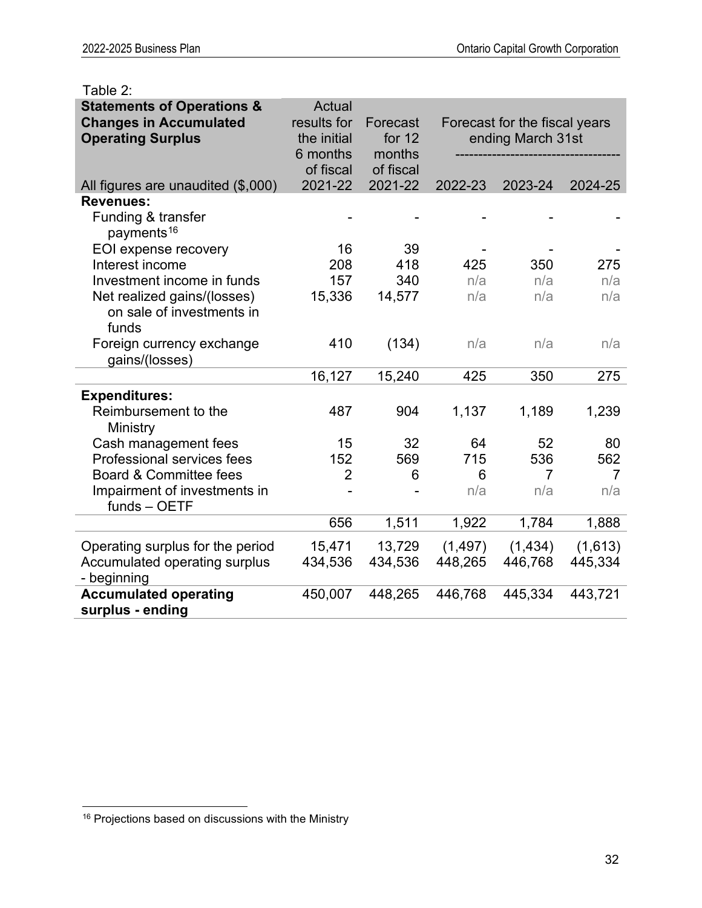Table 2:

| Statements of Operations & Changes in Accumulated Operating Surplus<br>All figures are unaudited ($,000) | Actual results for the initial 6 months of fiscal 2021-22 | Forecast for 12 months of fiscal 2021-22 | Forecast for the fiscal years ending March 31st 2022-23 | 2023-24 | 2024-25 |
|---|---|---|---|---|---|
| **Revenues:** | | | | | |
| Funding & transfer payments[16] | - | - | - | - | - |
| EOI expense recovery | 16 | 39 | - | - | - |
| Interest income | 208 | 418 | 425 | 350 | 275 |
| Investment income in funds | 157 | 340 | n/a | n/a | n/a |
| Net realized gains/(losses) on sale of investments in funds | 15,336 | 14,577 | n/a | n/a | n/a |
| Foreign currency exchange gains/(losses) | 410 | (134) | n/a | n/a | n/a |
| | 16,127 | 15,240 | 425 | 350 | 275 |
| **Expenditures:** | | | | | |
| Reimbursement to the Ministry | 487 | 904 | 1,137 | 1,189 | 1,239 |
| Cash management fees | 15 | 32 | 64 | 52 | 80 |
| Professional services fees | 152 | 569 | 715 | 536 | 562 |
| Board & Committee fees | 2 | 6 | 6 | 7 | 7 |
| Impairment of investments in funds – OETF | - | - | n/a | n/a | n/a |
| | 656 | 1,511 | 1,922 | 1,784 | 1,888 |
| Operating surplus for the period | 15,471 | 13,729 | (1,497) | (1,434) | (1,613) |
| Accumulated operating surplus - beginning | 434,536 | 434,536 | 448,265 | 446,768 | 445,334 |
| **Accumulated operating surplus - ending** | 450,007 | 448,265 | 446,768 | 445,334 | 443,721 |

[16] Projections based on discussions with the Ministry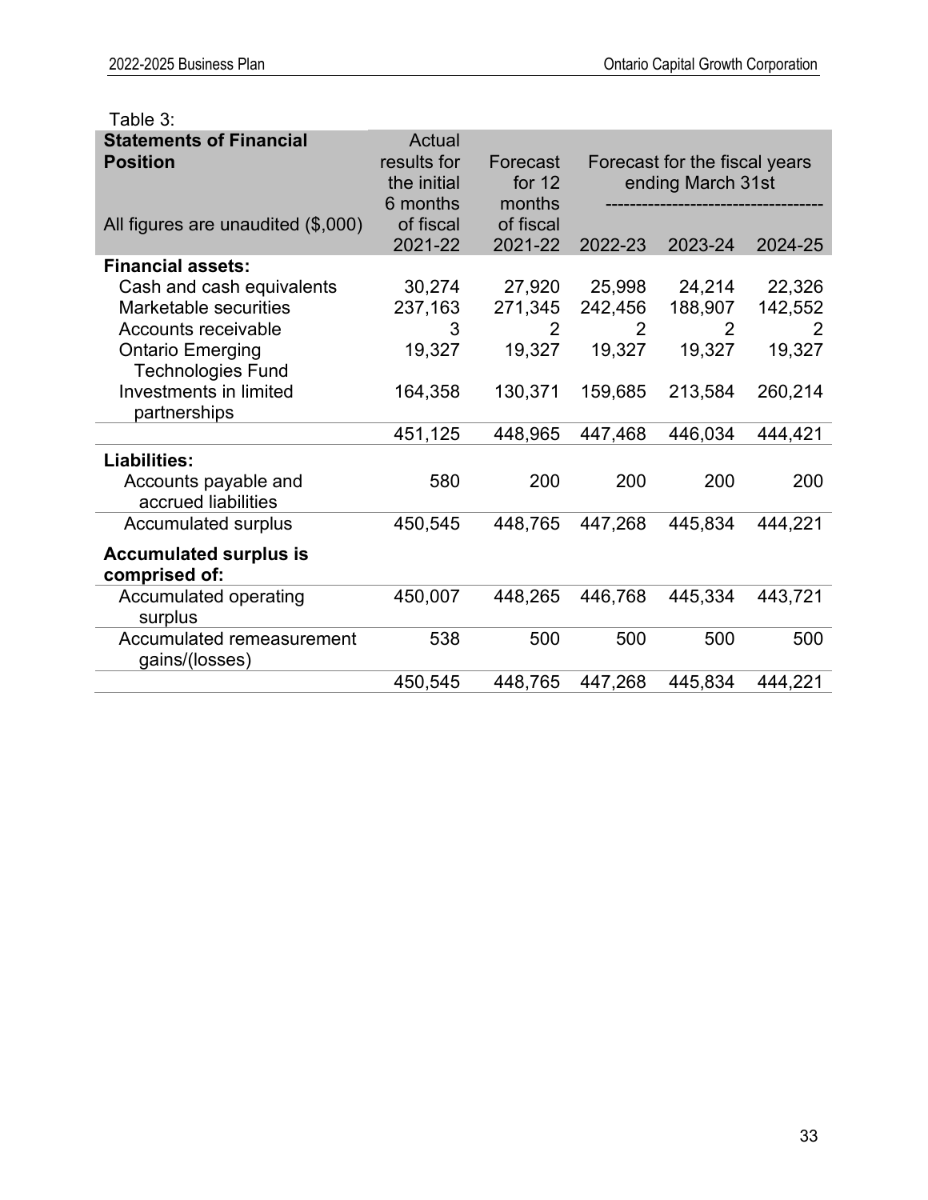Table 3:

| **Statements of Financial Position**<br><br>All figures are unaudited ($,000) | Actual results for the initial 6 months of fiscal 2021-22 | Forecast for 12 months of fiscal 2021-22 | Forecast for the fiscal years ending March 31st | | |
|---|---|---|---|---|---|
| | | | 2022-23 | 2023-24 | 2024-25 |
| **Financial assets:** | | | | | |
| Cash and cash equivalents | 30,274 | 27,920 | 25,998 | 24,214 | 22,326 |
| Marketable securities | 237,163 | 271,345 | 242,456 | 188,907 | 142,552 |
| Accounts receivable | 3 | 2 | 2 | 2 | 2 |
| Ontario Emerging Technologies Fund | 19,327 | 19,327 | 19,327 | 19,327 | 19,327 |
| Investments in limited partnerships | 164,358 | 130,371 | 159,685 | 213,584 | 260,214 |
| | 451,125 | 448,965 | 447,468 | 446,034 | 444,421 |
| **Liabilities:** | | | | | |
| Accounts payable and accrued liabilities | 580 | 200 | 200 | 200 | 200 |
| Accumulated surplus | 450,545 | 448,765 | 447,268 | 445,834 | 444,221 |
| **Accumulated surplus is comprised of:** | | | | | |
| Accumulated operating surplus | 450,007 | 448,265 | 446,768 | 445,334 | 443,721 |
| Accumulated remeasurement gains/(losses) | 538 | 500 | 500 | 500 | 500 |
| | 450,545 | 448,765 | 447,268 | 445,834 | 444,221 |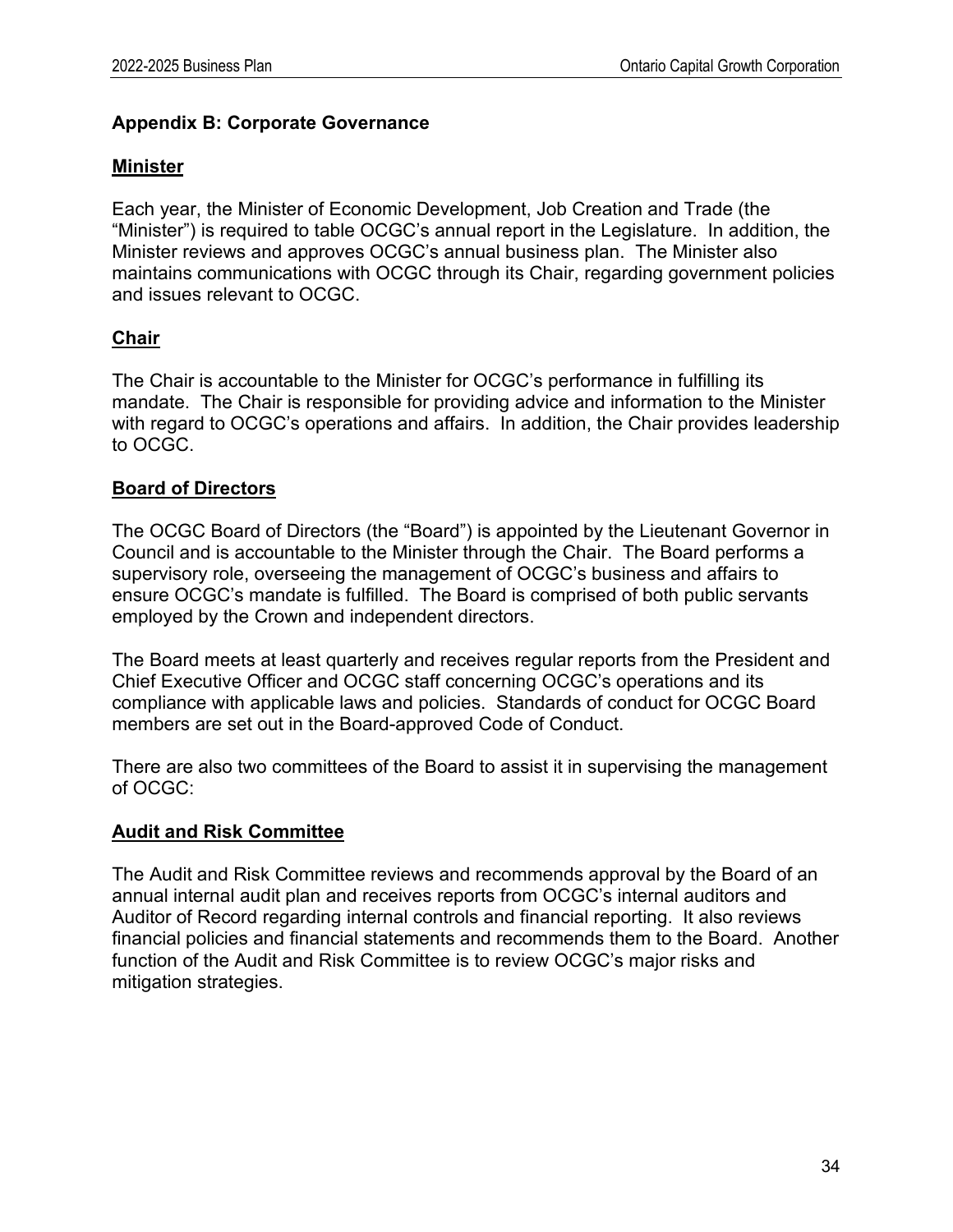## Appendix B: Corporate Governance

### Minister

Each year, the Minister of Economic Development, Job Creation and Trade (the "Minister") is required to table OCGC's annual report in the Legislature. In addition, the Minister reviews and approves OCGC's annual business plan. The Minister also maintains communications with OCGC through its Chair, regarding government policies and issues relevant to OCGC.

### Chair

The Chair is accountable to the Minister for OCGC's performance in fulfilling its mandate. The Chair is responsible for providing advice and information to the Minister with regard to OCGC's operations and affairs. In addition, the Chair provides leadership to OCGC.

### Board of Directors

The OCGC Board of Directors (the "Board") is appointed by the Lieutenant Governor in Council and is accountable to the Minister through the Chair. The Board performs a supervisory role, overseeing the management of OCGC's business and affairs to ensure OCGC's mandate is fulfilled. The Board is comprised of both public servants employed by the Crown and independent directors.

The Board meets at least quarterly and receives regular reports from the President and Chief Executive Officer and OCGC staff concerning OCGC's operations and its compliance with applicable laws and policies. Standards of conduct for OCGC Board members are set out in the Board-approved Code of Conduct.

There are also two committees of the Board to assist it in supervising the management of OCGC:

### Audit and Risk Committee

The Audit and Risk Committee reviews and recommends approval by the Board of an annual internal audit plan and receives reports from OCGC's internal auditors and Auditor of Record regarding internal controls and financial reporting. It also reviews financial policies and financial statements and recommends them to the Board. Another function of the Audit and Risk Committee is to review OCGC's major risks and mitigation strategies.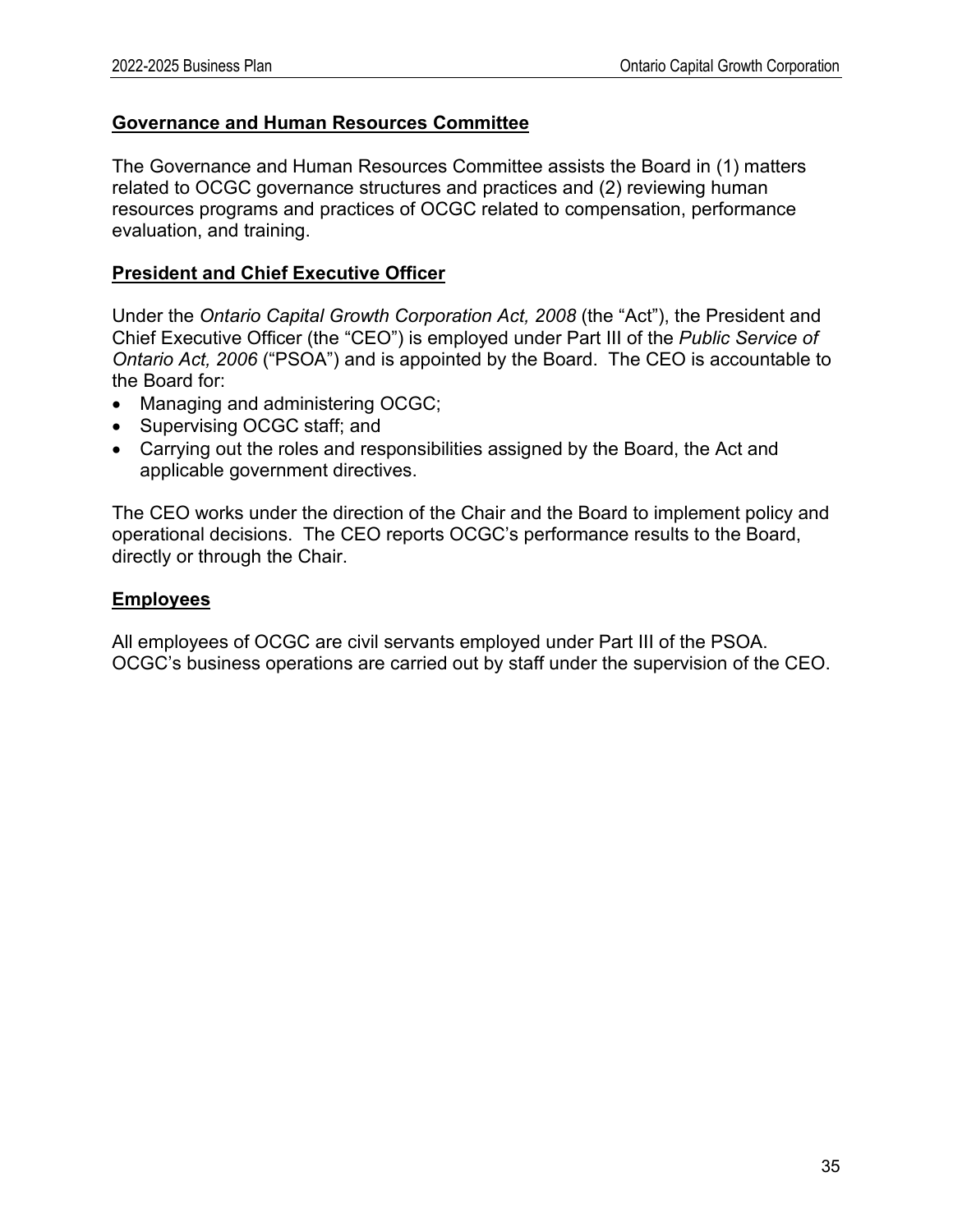## Governance and Human Resources Committee

The Governance and Human Resources Committee assists the Board in (1) matters related to OCGC governance structures and practices and (2) reviewing human resources programs and practices of OCGC related to compensation, performance evaluation, and training.

## President and Chief Executive Officer

Under the *Ontario Capital Growth Corporation Act, 2008* (the "Act"), the President and Chief Executive Officer (the "CEO") is employed under Part III of the *Public Service of Ontario Act, 2006* ("PSOA") and is appointed by the Board. The CEO is accountable to the Board for:

- Managing and administering OCGC;
- Supervising OCGC staff; and
- Carrying out the roles and responsibilities assigned by the Board, the Act and applicable government directives.

The CEO works under the direction of the Chair and the Board to implement policy and operational decisions. The CEO reports OCGC's performance results to the Board, directly or through the Chair.

## Employees

All employees of OCGC are civil servants employed under Part III of the PSOA. OCGC's business operations are carried out by staff under the supervision of the CEO.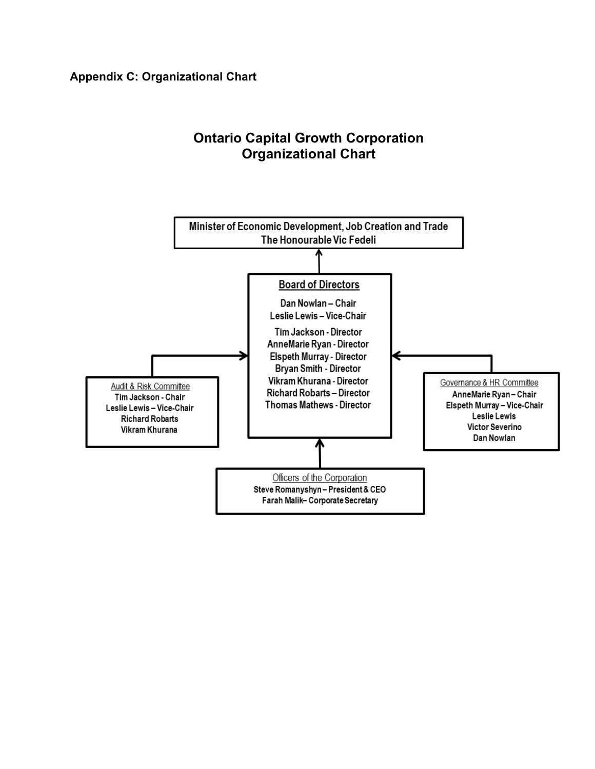## Appendix C: Organizational Chart

# Ontario Capital Growth Corporation Organizational Chart

**Minister of Economic Development, Job Creation and Trade**
**The Honourable Vic Fedeli**

**Board of Directors**

Dan Nowlan – Chair
Leslie Lewis – Vice-Chair
Tim Jackson - Director
AnneMarie Ryan - Director
Elspeth Murray - Director
Bryan Smith - Director
Vikram Khurana - Director
Richard Robarts – Director
Thomas Mathews - Director

**Audit & Risk Committee**

Tim Jackson - Chair
Leslie Lewis – Vice-Chair
Richard Robarts
Vikram Khurana

**Governance & HR Committee**

AnneMarie Ryan – Chair
Elspeth Murray – Vice-Chair
Leslie Lewis
Victor Severino
Dan Nowlan

**Officers of the Corporation**

Steve Romanyshyn – President & CEO
Farah Malik– Corporate Secretary